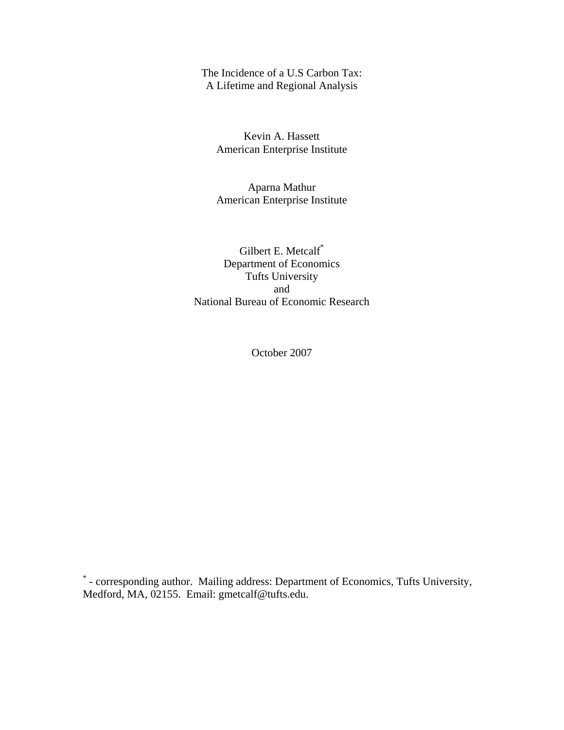# The Incidence of a U.S Carbon Tax: A Lifetime and Regional Analysis

Kevin A. Hassett
American Enterprise Institute

Aparna Mathur
American Enterprise Institute

Gilbert E. Metcalf*
Department of Economics
Tufts University
and
National Bureau of Economic Research

October 2007

* - corresponding author. Mailing address: Department of Economics, Tufts University, Medford, MA, 02155. Email: gmetcalf@tufts.edu.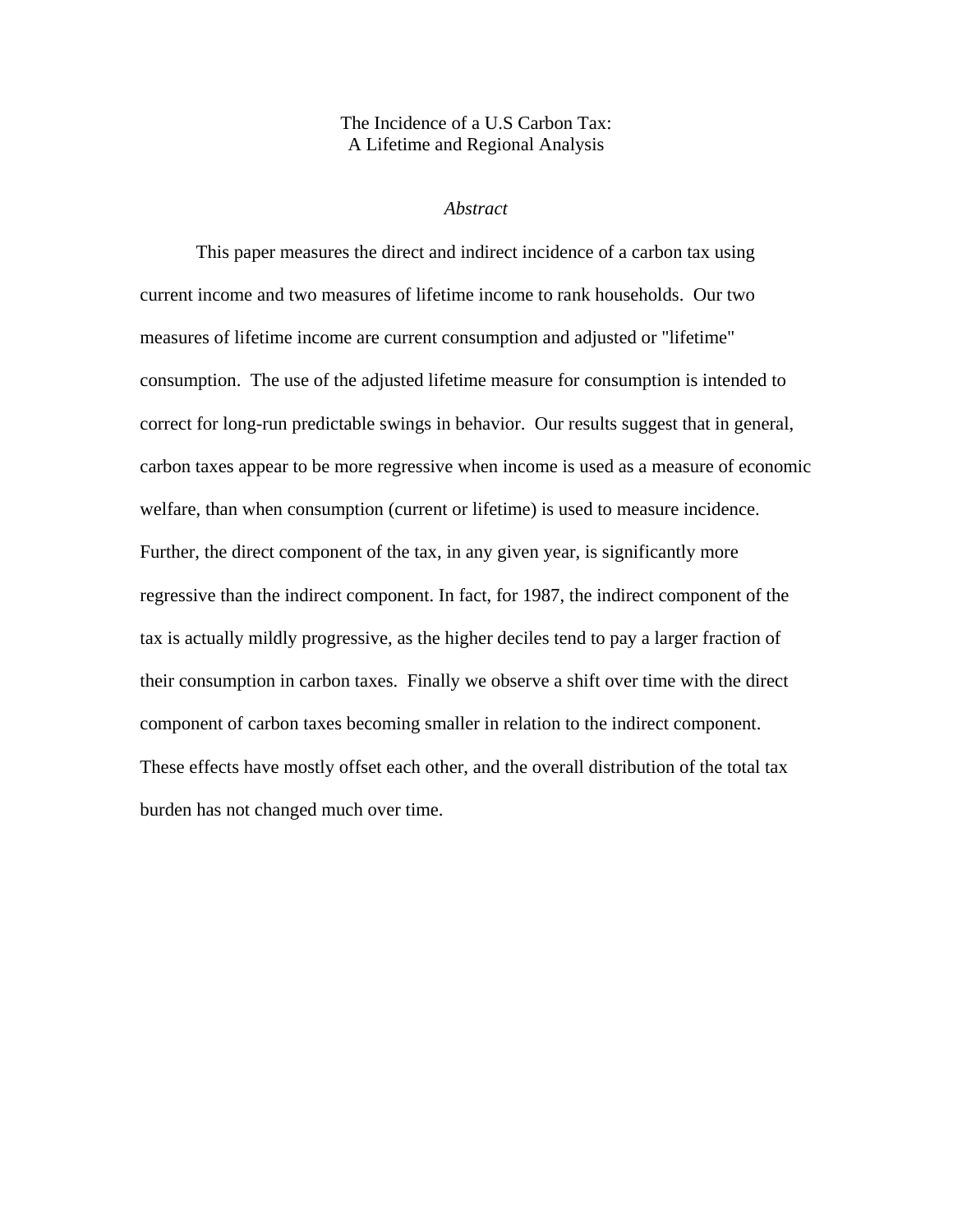# The Incidence of a U.S Carbon Tax: A Lifetime and Regional Analysis

## *Abstract*

This paper measures the direct and indirect incidence of a carbon tax using current income and two measures of lifetime income to rank households. Our two measures of lifetime income are current consumption and adjusted or "lifetime" consumption. The use of the adjusted lifetime measure for consumption is intended to correct for long-run predictable swings in behavior. Our results suggest that in general, carbon taxes appear to be more regressive when income is used as a measure of economic welfare, than when consumption (current or lifetime) is used to measure incidence. Further, the direct component of the tax, in any given year, is significantly more regressive than the indirect component. In fact, for 1987, the indirect component of the tax is actually mildly progressive, as the higher deciles tend to pay a larger fraction of their consumption in carbon taxes. Finally we observe a shift over time with the direct component of carbon taxes becoming smaller in relation to the indirect component. These effects have mostly offset each other, and the overall distribution of the total tax burden has not changed much over time.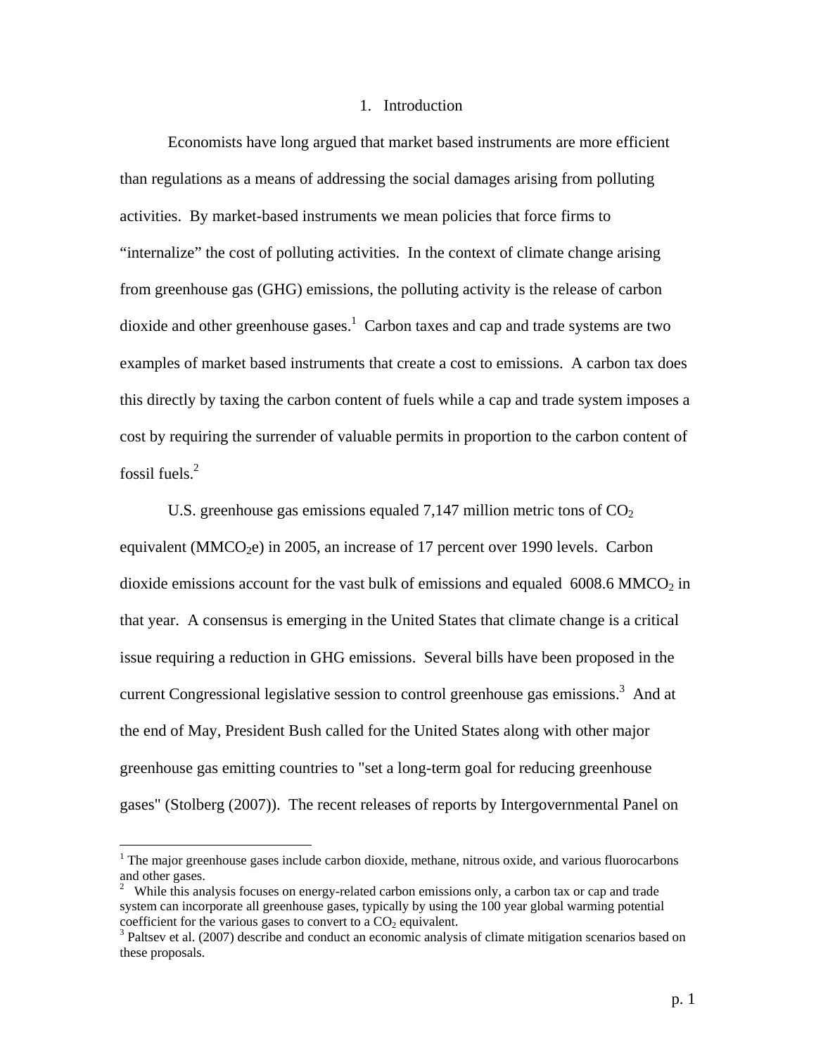# 1. Introduction

Economists have long argued that market based instruments are more efficient than regulations as a means of addressing the social damages arising from polluting activities. By market-based instruments we mean policies that force firms to "internalize" the cost of polluting activities. In the context of climate change arising from greenhouse gas (GHG) emissions, the polluting activity is the release of carbon dioxide and other greenhouse gases.[1] Carbon taxes and cap and trade systems are two examples of market based instruments that create a cost to emissions. A carbon tax does this directly by taxing the carbon content of fuels while a cap and trade system imposes a cost by requiring the surrender of valuable permits in proportion to the carbon content of fossil fuels.[2]

U.S. greenhouse gas emissions equaled 7,147 million metric tons of $CO_2$ equivalent ($MMCO_2e$) in 2005, an increase of 17 percent over 1990 levels. Carbon dioxide emissions account for the vast bulk of emissions and equaled 6008.6 $MMCO_2$ in that year. A consensus is emerging in the United States that climate change is a critical issue requiring a reduction in GHG emissions. Several bills have been proposed in the current Congressional legislative session to control greenhouse gas emissions.[3] And at the end of May, President Bush called for the United States along with other major greenhouse gas emitting countries to "set a long-term goal for reducing greenhouse gases" (Stolberg (2007)). The recent releases of reports by Intergovernmental Panel on

---

[1] The major greenhouse gases include carbon dioxide, methane, nitrous oxide, and various fluorocarbons and other gases.

[2] While this analysis focuses on energy-related carbon emissions only, a carbon tax or cap and trade system can incorporate all greenhouse gases, typically by using the 100 year global warming potential coefficient for the various gases to convert to a $CO_2$ equivalent.

[3] Paltsev et al. (2007) describe and conduct an economic analysis of climate mitigation scenarios based on these proposals.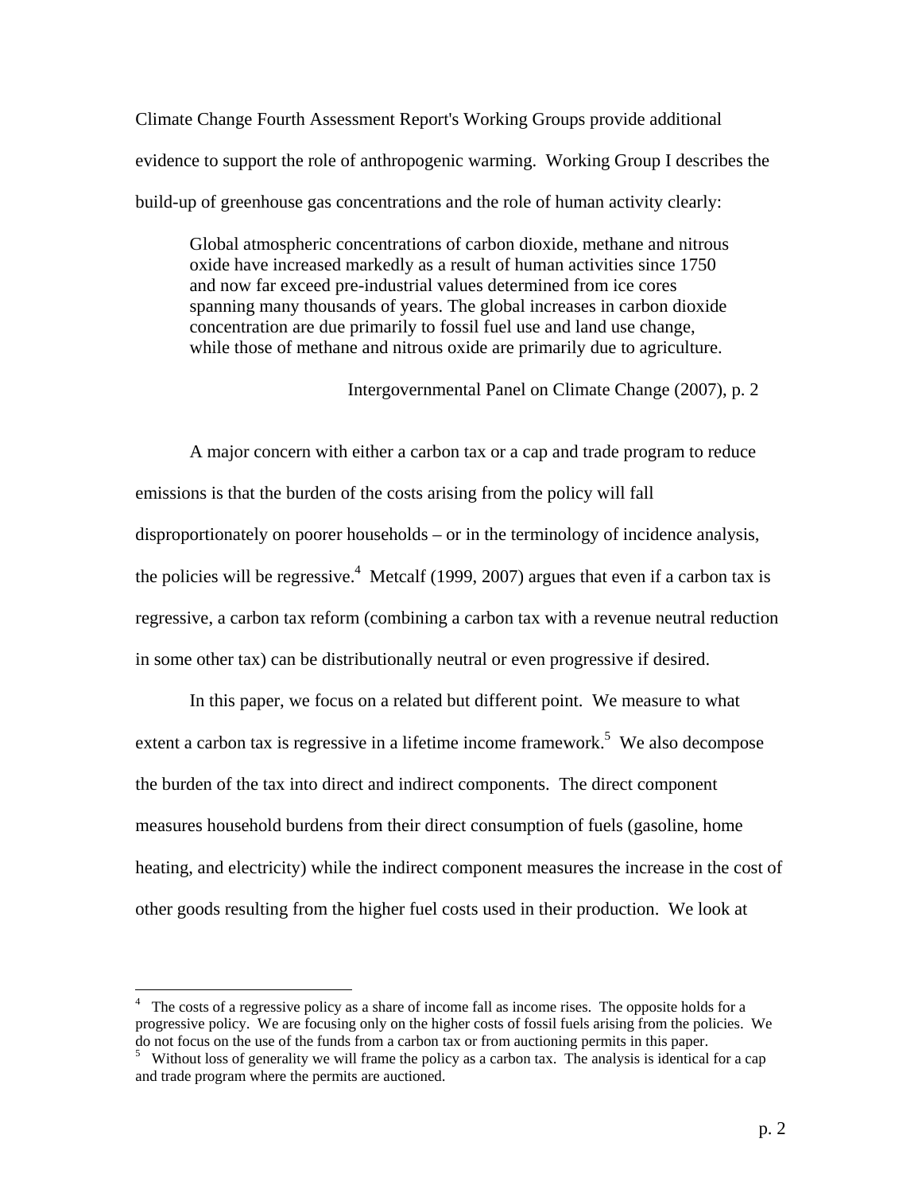Climate Change Fourth Assessment Report's Working Groups provide additional evidence to support the role of anthropogenic warming. Working Group I describes the build-up of greenhouse gas concentrations and the role of human activity clearly:

> Global atmospheric concentrations of carbon dioxide, methane and nitrous oxide have increased markedly as a result of human activities since 1750 and now far exceed pre-industrial values determined from ice cores spanning many thousands of years. The global increases in carbon dioxide concentration are due primarily to fossil fuel use and land use change, while those of methane and nitrous oxide are primarily due to agriculture.
>
> Intergovernmental Panel on Climate Change (2007), p. 2

A major concern with either a carbon tax or a cap and trade program to reduce emissions is that the burden of the costs arising from the policy will fall disproportionately on poorer households – or in the terminology of incidence analysis, the policies will be regressive.[4] Metcalf (1999, 2007) argues that even if a carbon tax is regressive, a carbon tax reform (combining a carbon tax with a revenue neutral reduction in some other tax) can be distributionally neutral or even progressive if desired.

In this paper, we focus on a related but different point. We measure to what extent a carbon tax is regressive in a lifetime income framework.[5] We also decompose the burden of the tax into direct and indirect components. The direct component measures household burdens from their direct consumption of fuels (gasoline, home heating, and electricity) while the indirect component measures the increase in the cost of other goods resulting from the higher fuel costs used in their production. We look at

---

[4] The costs of a regressive policy as a share of income fall as income rises. The opposite holds for a progressive policy. We are focusing only on the higher costs of fossil fuels arising from the policies. We do not focus on the use of the funds from a carbon tax or from auctioning permits in this paper.

[5] Without loss of generality we will frame the policy as a carbon tax. The analysis is identical for a cap and trade program where the permits are auctioned.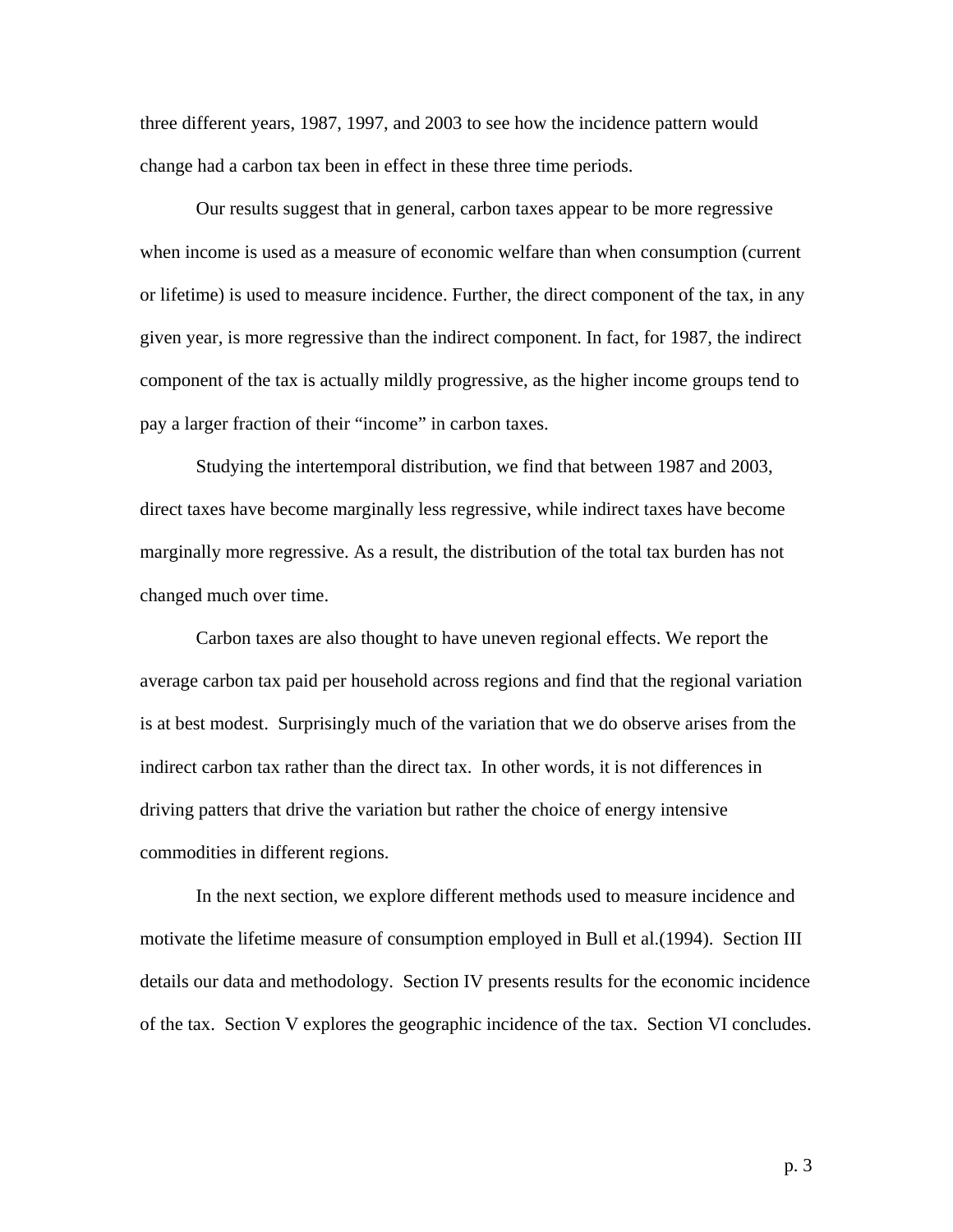three different years, 1987, 1997, and 2003 to see how the incidence pattern would change had a carbon tax been in effect in these three time periods.

Our results suggest that in general, carbon taxes appear to be more regressive when income is used as a measure of economic welfare than when consumption (current or lifetime) is used to measure incidence. Further, the direct component of the tax, in any given year, is more regressive than the indirect component. In fact, for 1987, the indirect component of the tax is actually mildly progressive, as the higher income groups tend to pay a larger fraction of their "income" in carbon taxes.

Studying the intertemporal distribution, we find that between 1987 and 2003, direct taxes have become marginally less regressive, while indirect taxes have become marginally more regressive. As a result, the distribution of the total tax burden has not changed much over time.

Carbon taxes are also thought to have uneven regional effects. We report the average carbon tax paid per household across regions and find that the regional variation is at best modest. Surprisingly much of the variation that we do observe arises from the indirect carbon tax rather than the direct tax. In other words, it is not differences in driving patters that drive the variation but rather the choice of energy intensive commodities in different regions.

In the next section, we explore different methods used to measure incidence and motivate the lifetime measure of consumption employed in Bull et al.(1994). Section III details our data and methodology. Section IV presents results for the economic incidence of the tax. Section V explores the geographic incidence of the tax. Section VI concludes.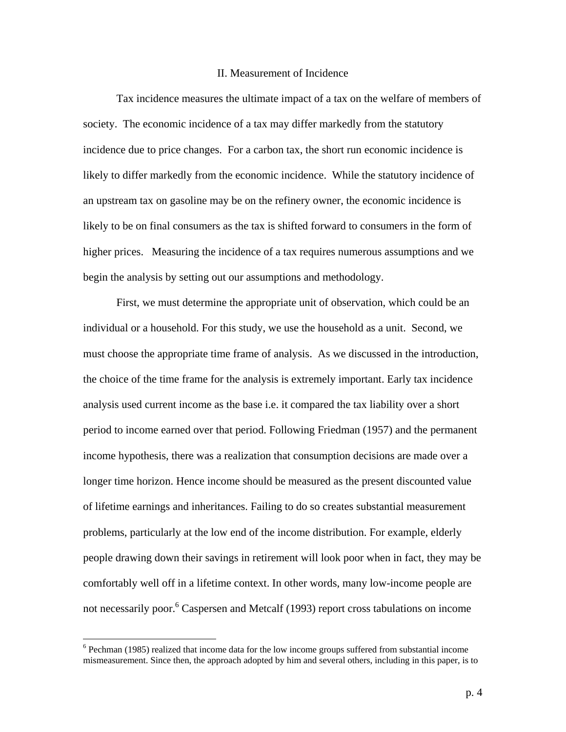## II. Measurement of Incidence

Tax incidence measures the ultimate impact of a tax on the welfare of members of society. The economic incidence of a tax may differ markedly from the statutory incidence due to price changes. For a carbon tax, the short run economic incidence is likely to differ markedly from the economic incidence. While the statutory incidence of an upstream tax on gasoline may be on the refinery owner, the economic incidence is likely to be on final consumers as the tax is shifted forward to consumers in the form of higher prices. Measuring the incidence of a tax requires numerous assumptions and we begin the analysis by setting out our assumptions and methodology.

First, we must determine the appropriate unit of observation, which could be an individual or a household. For this study, we use the household as a unit. Second, we must choose the appropriate time frame of analysis. As we discussed in the introduction, the choice of the time frame for the analysis is extremely important. Early tax incidence analysis used current income as the base i.e. it compared the tax liability over a short period to income earned over that period. Following Friedman (1957) and the permanent income hypothesis, there was a realization that consumption decisions are made over a longer time horizon. Hence income should be measured as the present discounted value of lifetime earnings and inheritances. Failing to do so creates substantial measurement problems, particularly at the low end of the income distribution. For example, elderly people drawing down their savings in retirement will look poor when in fact, they may be comfortably well off in a lifetime context. In other words, many low-income people are not necessarily poor.[6] Caspersen and Metcalf (1993) report cross tabulations on income

---

[6] Pechman (1985) realized that income data for the low income groups suffered from substantial income mismeasurement. Since then, the approach adopted by him and several others, including in this paper, is to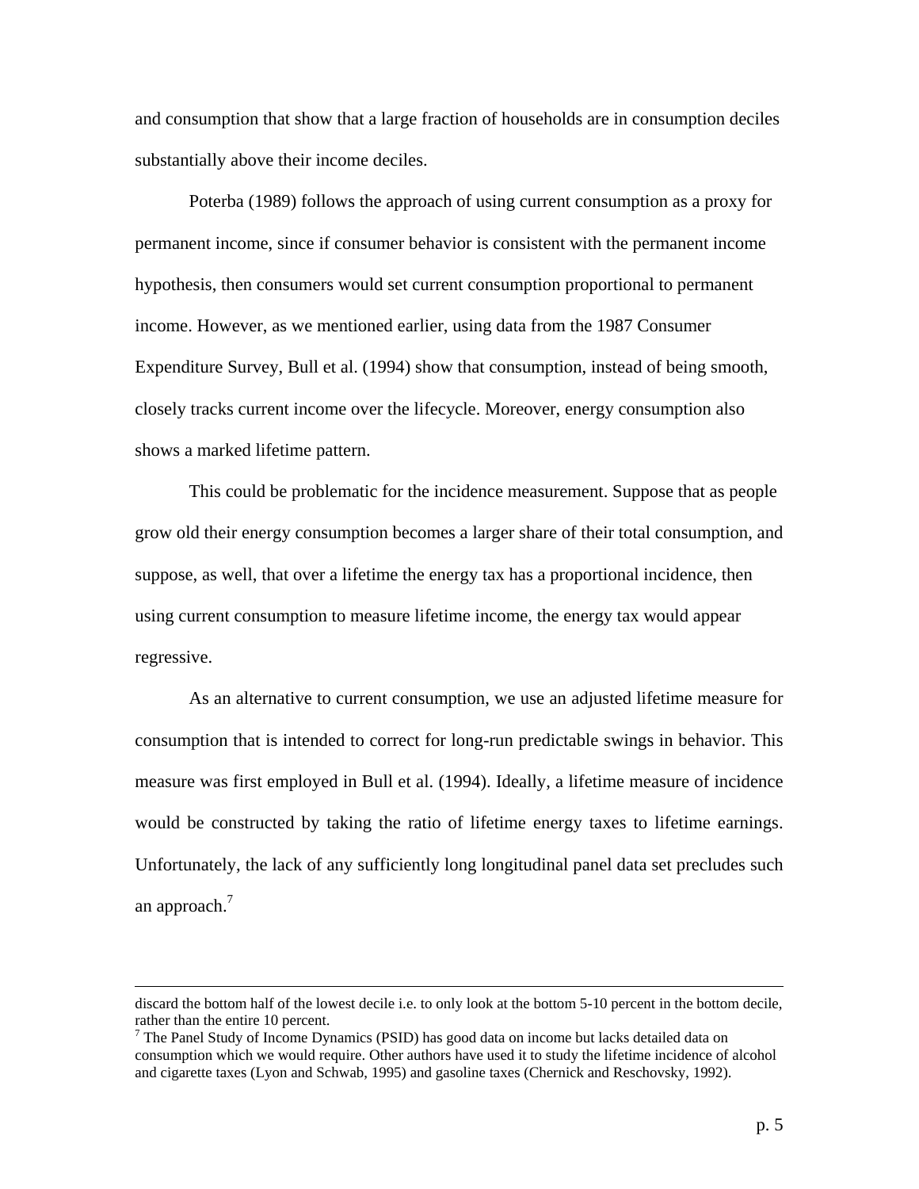and consumption that show that a large fraction of households are in consumption deciles substantially above their income deciles.

Poterba (1989) follows the approach of using current consumption as a proxy for permanent income, since if consumer behavior is consistent with the permanent income hypothesis, then consumers would set current consumption proportional to permanent income. However, as we mentioned earlier, using data from the 1987 Consumer Expenditure Survey, Bull et al. (1994) show that consumption, instead of being smooth, closely tracks current income over the lifecycle. Moreover, energy consumption also shows a marked lifetime pattern.

This could be problematic for the incidence measurement. Suppose that as people grow old their energy consumption becomes a larger share of their total consumption, and suppose, as well, that over a lifetime the energy tax has a proportional incidence, then using current consumption to measure lifetime income, the energy tax would appear regressive.

As an alternative to current consumption, we use an adjusted lifetime measure for consumption that is intended to correct for long-run predictable swings in behavior. This measure was first employed in Bull et al. (1994). Ideally, a lifetime measure of incidence would be constructed by taking the ratio of lifetime energy taxes to lifetime earnings. Unfortunately, the lack of any sufficiently long longitudinal panel data set precludes such an approach.[7]

---

discard the bottom half of the lowest decile i.e. to only look at the bottom 5-10 percent in the bottom decile, rather than the entire 10 percent.

[7] The Panel Study of Income Dynamics (PSID) has good data on income but lacks detailed data on consumption which we would require. Other authors have used it to study the lifetime incidence of alcohol and cigarette taxes (Lyon and Schwab, 1995) and gasoline taxes (Chernick and Reschovsky, 1992).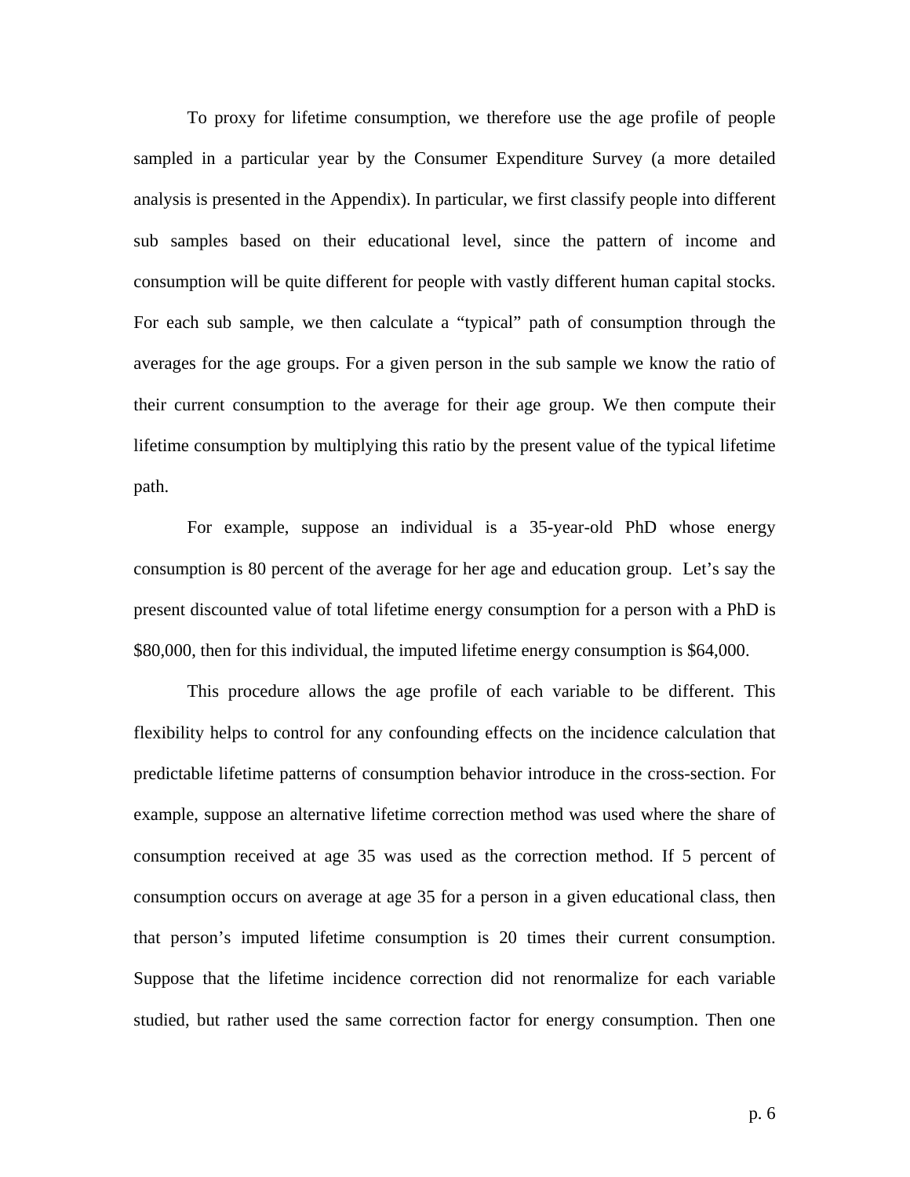To proxy for lifetime consumption, we therefore use the age profile of people sampled in a particular year by the Consumer Expenditure Survey (a more detailed analysis is presented in the Appendix). In particular, we first classify people into different sub samples based on their educational level, since the pattern of income and consumption will be quite different for people with vastly different human capital stocks. For each sub sample, we then calculate a "typical" path of consumption through the averages for the age groups. For a given person in the sub sample we know the ratio of their current consumption to the average for their age group. We then compute their lifetime consumption by multiplying this ratio by the present value of the typical lifetime path.

For example, suppose an individual is a 35-year-old PhD whose energy consumption is 80 percent of the average for her age and education group. Let's say the present discounted value of total lifetime energy consumption for a person with a PhD is $80,000, then for this individual, the imputed lifetime energy consumption is $64,000.

This procedure allows the age profile of each variable to be different. This flexibility helps to control for any confounding effects on the incidence calculation that predictable lifetime patterns of consumption behavior introduce in the cross-section. For example, suppose an alternative lifetime correction method was used where the share of consumption received at age 35 was used as the correction method. If 5 percent of consumption occurs on average at age 35 for a person in a given educational class, then that person's imputed lifetime consumption is 20 times their current consumption. Suppose that the lifetime incidence correction did not renormalize for each variable studied, but rather used the same correction factor for energy consumption. Then one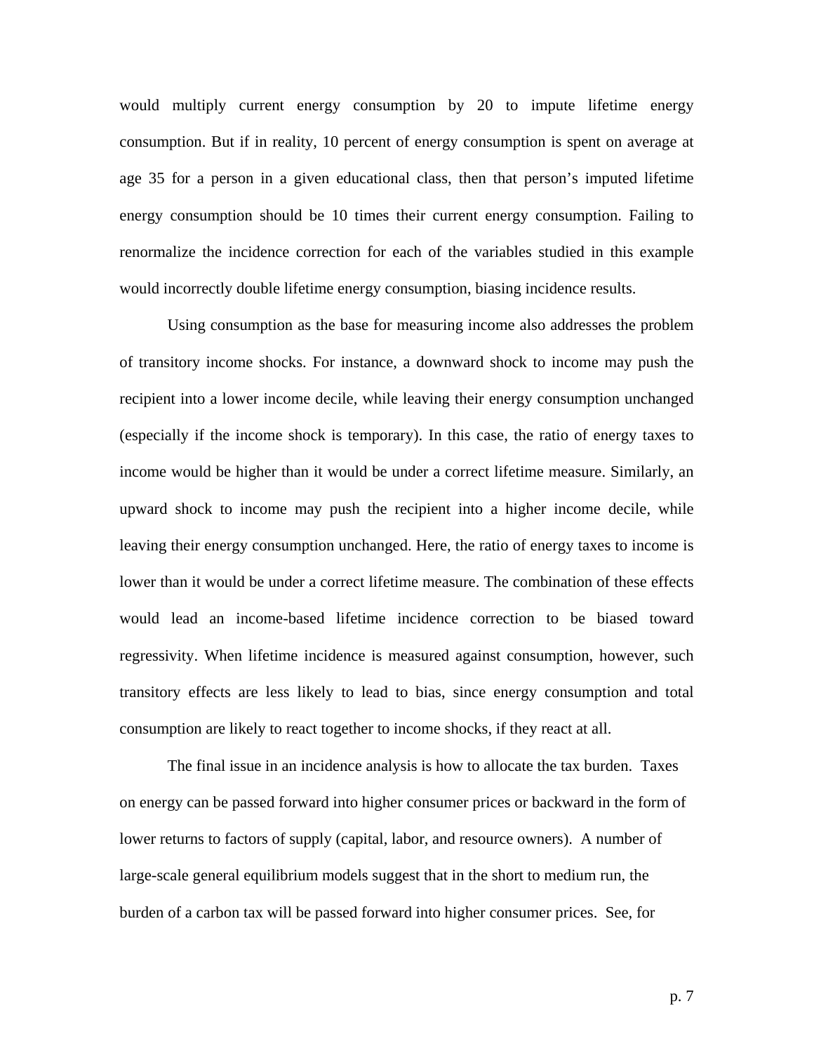would multiply current energy consumption by 20 to impute lifetime energy consumption. But if in reality, 10 percent of energy consumption is spent on average at age 35 for a person in a given educational class, then that person's imputed lifetime energy consumption should be 10 times their current energy consumption. Failing to renormalize the incidence correction for each of the variables studied in this example would incorrectly double lifetime energy consumption, biasing incidence results.

Using consumption as the base for measuring income also addresses the problem of transitory income shocks. For instance, a downward shock to income may push the recipient into a lower income decile, while leaving their energy consumption unchanged (especially if the income shock is temporary). In this case, the ratio of energy taxes to income would be higher than it would be under a correct lifetime measure. Similarly, an upward shock to income may push the recipient into a higher income decile, while leaving their energy consumption unchanged. Here, the ratio of energy taxes to income is lower than it would be under a correct lifetime measure. The combination of these effects would lead an income-based lifetime incidence correction to be biased toward regressivity. When lifetime incidence is measured against consumption, however, such transitory effects are less likely to lead to bias, since energy consumption and total consumption are likely to react together to income shocks, if they react at all.

The final issue in an incidence analysis is how to allocate the tax burden. Taxes on energy can be passed forward into higher consumer prices or backward in the form of lower returns to factors of supply (capital, labor, and resource owners). A number of large-scale general equilibrium models suggest that in the short to medium run, the burden of a carbon tax will be passed forward into higher consumer prices. See, for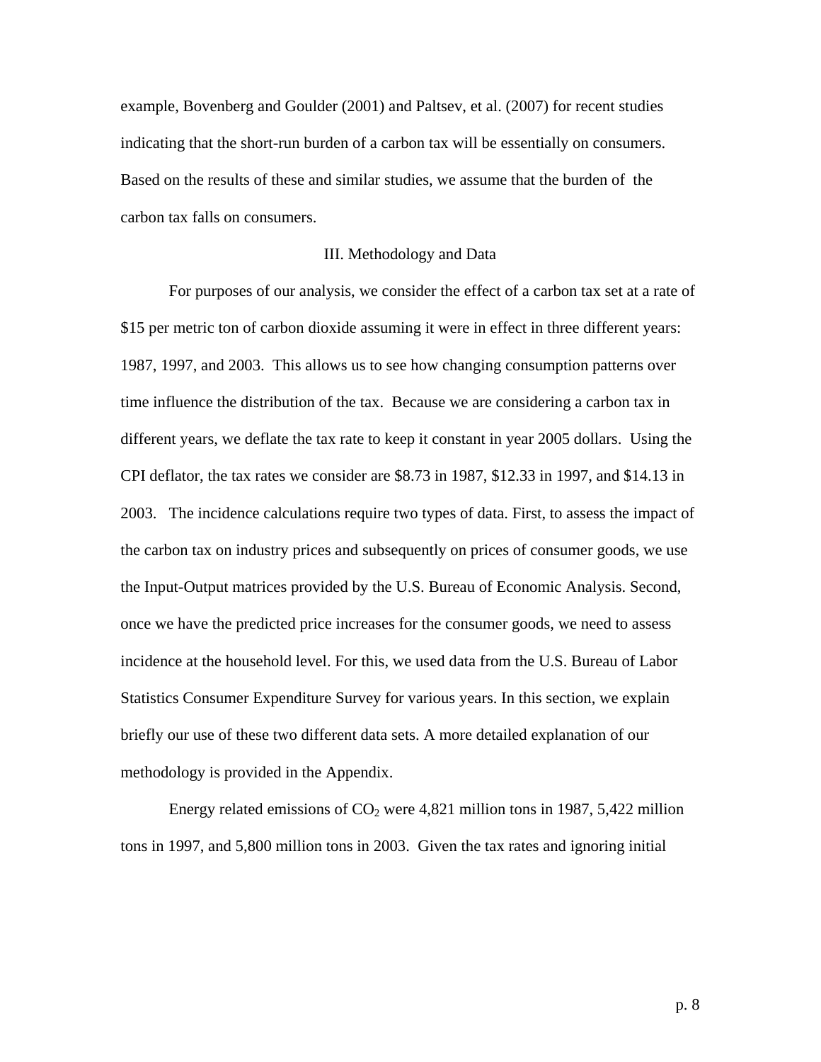example, Bovenberg and Goulder (2001) and Paltsev, et al. (2007) for recent studies indicating that the short-run burden of a carbon tax will be essentially on consumers. Based on the results of these and similar studies, we assume that the burden of the carbon tax falls on consumers.

## III. Methodology and Data

For purposes of our analysis, we consider the effect of a carbon tax set at a rate of $15 per metric ton of carbon dioxide assuming it were in effect in three different years: 1987, 1997, and 2003. This allows us to see how changing consumption patterns over time influence the distribution of the tax. Because we are considering a carbon tax in different years, we deflate the tax rate to keep it constant in year 2005 dollars. Using the CPI deflator, the tax rates we consider are $8.73 in 1987, $12.33 in 1997, and $14.13 in 2003. The incidence calculations require two types of data. First, to assess the impact of the carbon tax on industry prices and subsequently on prices of consumer goods, we use the Input-Output matrices provided by the U.S. Bureau of Economic Analysis. Second, once we have the predicted price increases for the consumer goods, we need to assess incidence at the household level. For this, we used data from the U.S. Bureau of Labor Statistics Consumer Expenditure Survey for various years. In this section, we explain briefly our use of these two different data sets. A more detailed explanation of our methodology is provided in the Appendix.

Energy related emissions of $CO_2$ were 4,821 million tons in 1987, 5,422 million tons in 1997, and 5,800 million tons in 2003. Given the tax rates and ignoring initial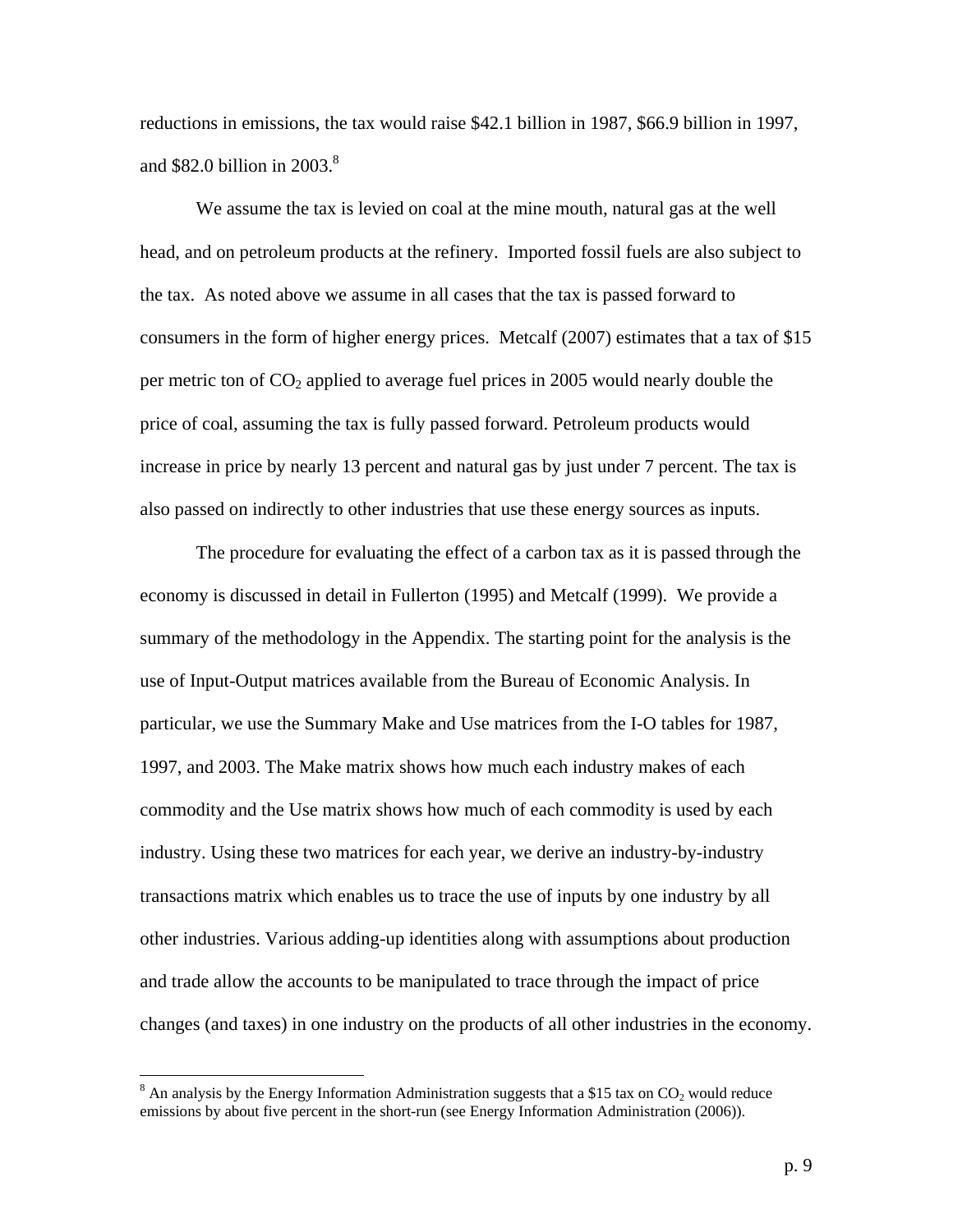reductions in emissions, the tax would raise $42.1 billion in 1987, $66.9 billion in 1997, and $82.0 billion in 2003.[8]

We assume the tax is levied on coal at the mine mouth, natural gas at the well head, and on petroleum products at the refinery. Imported fossil fuels are also subject to the tax. As noted above we assume in all cases that the tax is passed forward to consumers in the form of higher energy prices. Metcalf (2007) estimates that a tax of $15 per metric ton of $CO_2$ applied to average fuel prices in 2005 would nearly double the price of coal, assuming the tax is fully passed forward. Petroleum products would increase in price by nearly 13 percent and natural gas by just under 7 percent. The tax is also passed on indirectly to other industries that use these energy sources as inputs.

The procedure for evaluating the effect of a carbon tax as it is passed through the economy is discussed in detail in Fullerton (1995) and Metcalf (1999). We provide a summary of the methodology in the Appendix. The starting point for the analysis is the use of Input-Output matrices available from the Bureau of Economic Analysis. In particular, we use the Summary Make and Use matrices from the I-O tables for 1987, 1997, and 2003. The Make matrix shows how much each industry makes of each commodity and the Use matrix shows how much of each commodity is used by each industry. Using these two matrices for each year, we derive an industry-by-industry transactions matrix which enables us to trace the use of inputs by one industry by all other industries. Various adding-up identities along with assumptions about production and trade allow the accounts to be manipulated to trace through the impact of price changes (and taxes) in one industry on the products of all other industries in the economy.

---

[8] An analysis by the Energy Information Administration suggests that a $15 tax on $CO_2$ would reduce emissions by about five percent in the short-run (see Energy Information Administration (2006)).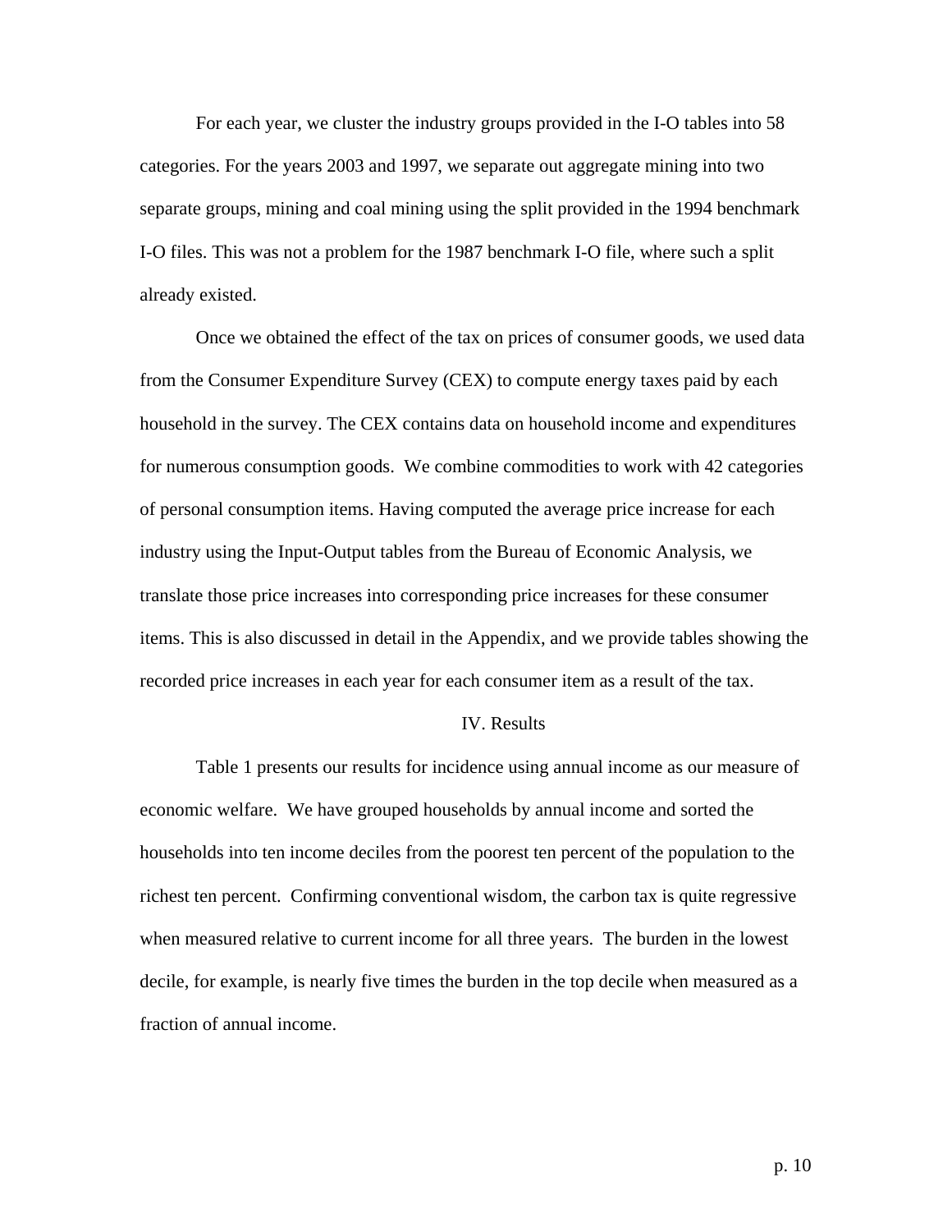For each year, we cluster the industry groups provided in the I-O tables into 58 categories. For the years 2003 and 1997, we separate out aggregate mining into two separate groups, mining and coal mining using the split provided in the 1994 benchmark I-O files. This was not a problem for the 1987 benchmark I-O file, where such a split already existed.

Once we obtained the effect of the tax on prices of consumer goods, we used data from the Consumer Expenditure Survey (CEX) to compute energy taxes paid by each household in the survey. The CEX contains data on household income and expenditures for numerous consumption goods. We combine commodities to work with 42 categories of personal consumption items. Having computed the average price increase for each industry using the Input-Output tables from the Bureau of Economic Analysis, we translate those price increases into corresponding price increases for these consumer items. This is also discussed in detail in the Appendix, and we provide tables showing the recorded price increases in each year for each consumer item as a result of the tax.

## IV. Results

Table 1 presents our results for incidence using annual income as our measure of economic welfare. We have grouped households by annual income and sorted the households into ten income deciles from the poorest ten percent of the population to the richest ten percent. Confirming conventional wisdom, the carbon tax is quite regressive when measured relative to current income for all three years. The burden in the lowest decile, for example, is nearly five times the burden in the top decile when measured as a fraction of annual income.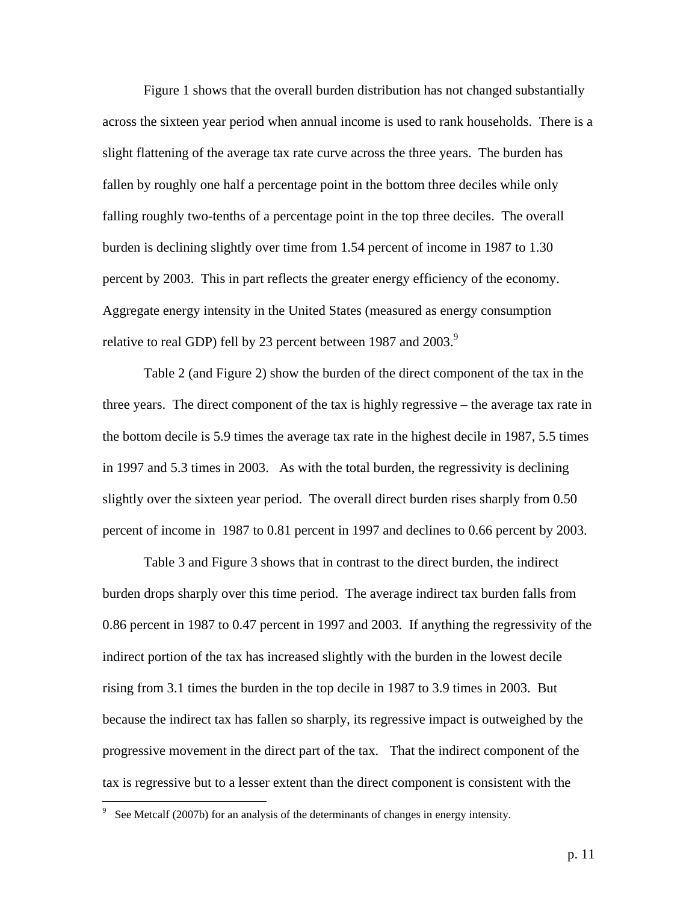Figure 1 shows that the overall burden distribution has not changed substantially across the sixteen year period when annual income is used to rank households. There is a slight flattening of the average tax rate curve across the three years. The burden has fallen by roughly one half a percentage point in the bottom three deciles while only falling roughly two-tenths of a percentage point in the top three deciles. The overall burden is declining slightly over time from 1.54 percent of income in 1987 to 1.30 percent by 2003. This in part reflects the greater energy efficiency of the economy. Aggregate energy intensity in the United States (measured as energy consumption relative to real GDP) fell by 23 percent between 1987 and 2003.[9]

Table 2 (and Figure 2) show the burden of the direct component of the tax in the three years. The direct component of the tax is highly regressive – the average tax rate in the bottom decile is 5.9 times the average tax rate in the highest decile in 1987, 5.5 times in 1997 and 5.3 times in 2003. As with the total burden, the regressivity is declining slightly over the sixteen year period. The overall direct burden rises sharply from 0.50 percent of income in 1987 to 0.81 percent in 1997 and declines to 0.66 percent by 2003.

Table 3 and Figure 3 shows that in contrast to the direct burden, the indirect burden drops sharply over this time period. The average indirect tax burden falls from 0.86 percent in 1987 to 0.47 percent in 1997 and 2003. If anything the regressivity of the indirect portion of the tax has increased slightly with the burden in the lowest decile rising from 3.1 times the burden in the top decile in 1987 to 3.9 times in 2003. But because the indirect tax has fallen so sharply, its regressive impact is outweighed by the progressive movement in the direct part of the tax. That the indirect component of the tax is regressive but to a lesser extent than the direct component is consistent with the

[9] See Metcalf (2007b) for an analysis of the determinants of changes in energy intensity.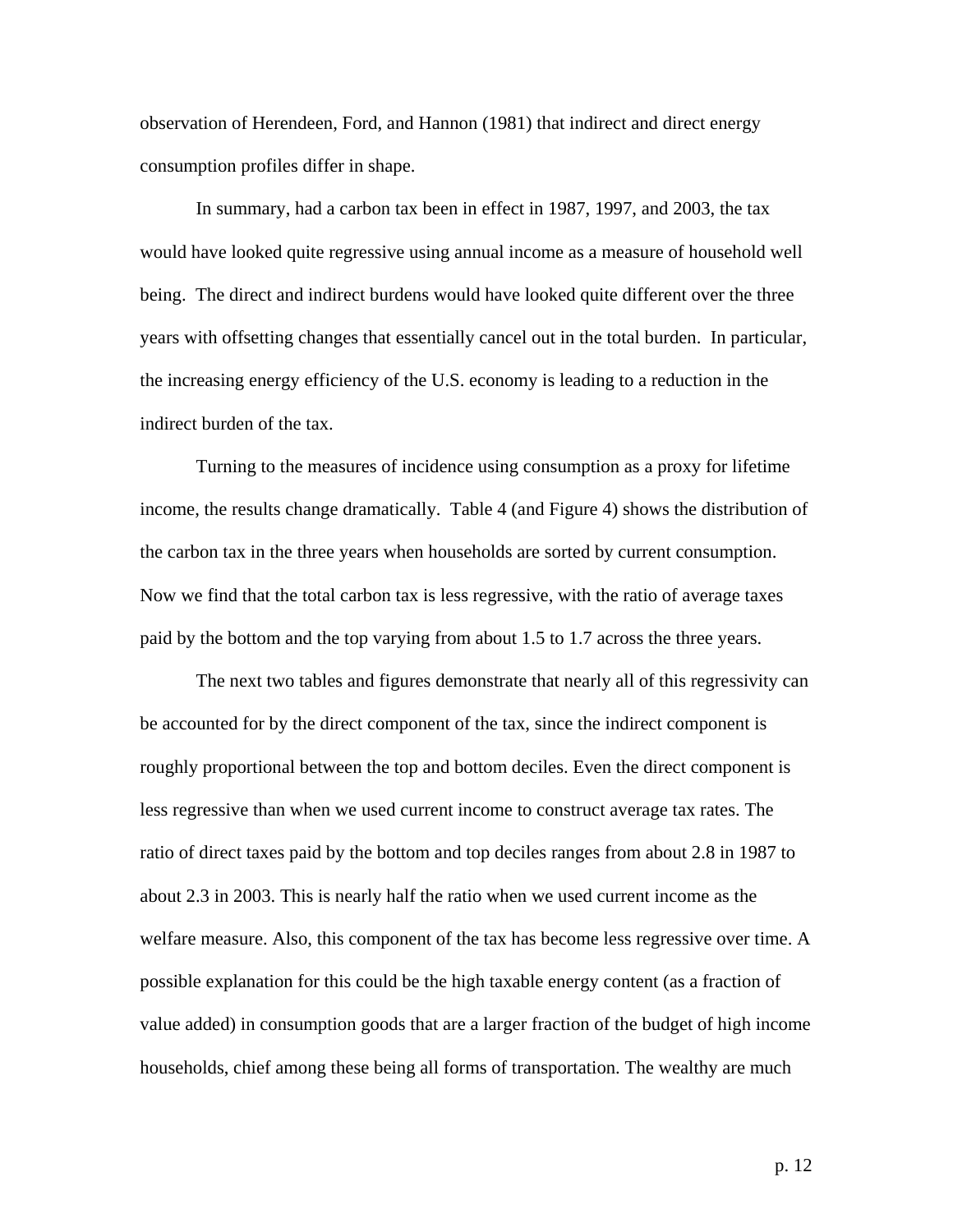observation of Herendeen, Ford, and Hannon (1981) that indirect and direct energy consumption profiles differ in shape.

In summary, had a carbon tax been in effect in 1987, 1997, and 2003, the tax would have looked quite regressive using annual income as a measure of household well being. The direct and indirect burdens would have looked quite different over the three years with offsetting changes that essentially cancel out in the total burden. In particular, the increasing energy efficiency of the U.S. economy is leading to a reduction in the indirect burden of the tax.

Turning to the measures of incidence using consumption as a proxy for lifetime income, the results change dramatically. Table 4 (and Figure 4) shows the distribution of the carbon tax in the three years when households are sorted by current consumption. Now we find that the total carbon tax is less regressive, with the ratio of average taxes paid by the bottom and the top varying from about 1.5 to 1.7 across the three years.

The next two tables and figures demonstrate that nearly all of this regressivity can be accounted for by the direct component of the tax, since the indirect component is roughly proportional between the top and bottom deciles. Even the direct component is less regressive than when we used current income to construct average tax rates. The ratio of direct taxes paid by the bottom and top deciles ranges from about 2.8 in 1987 to about 2.3 in 2003. This is nearly half the ratio when we used current income as the welfare measure. Also, this component of the tax has become less regressive over time. A possible explanation for this could be the high taxable energy content (as a fraction of value added) in consumption goods that are a larger fraction of the budget of high income households, chief among these being all forms of transportation. The wealthy are much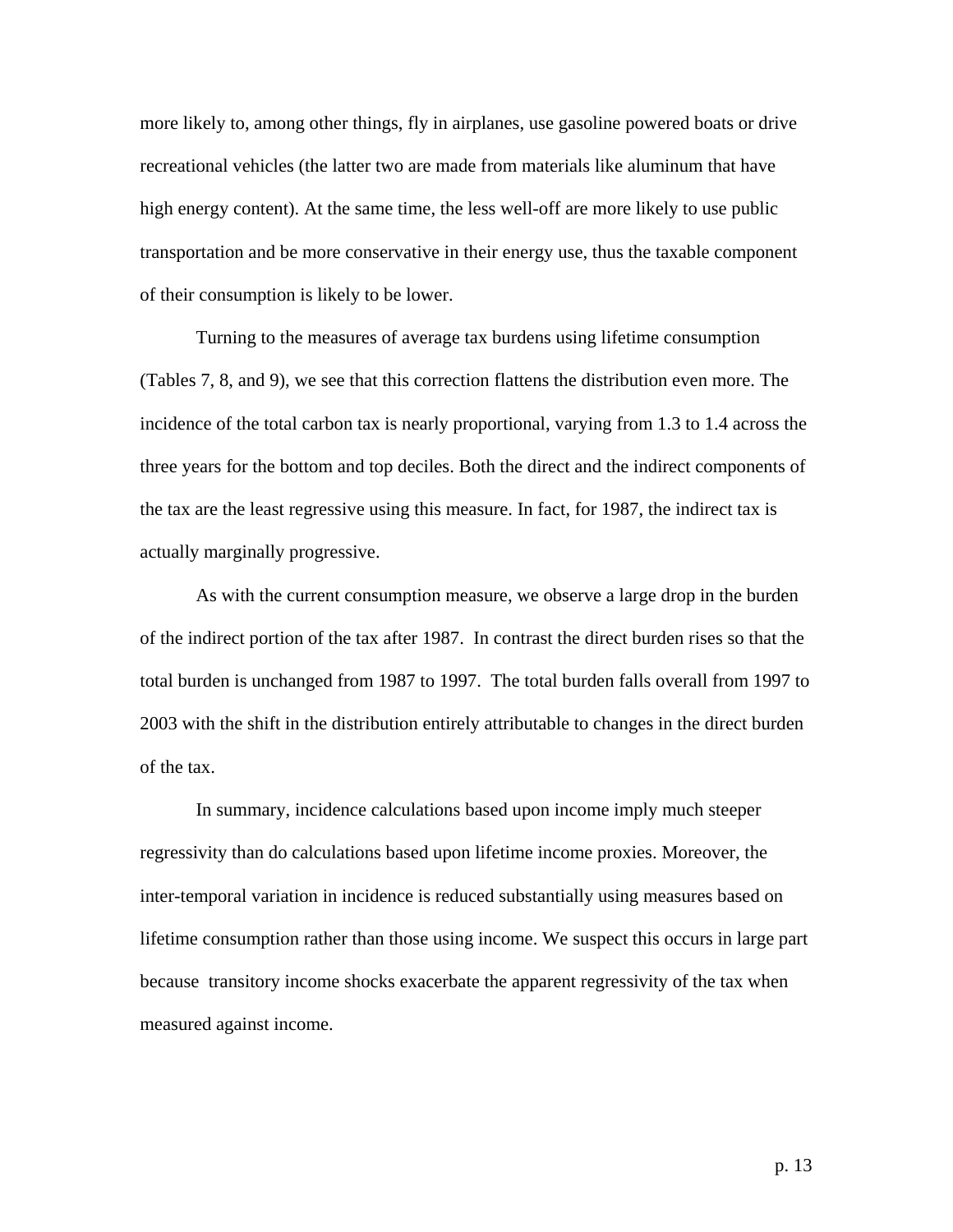more likely to, among other things, fly in airplanes, use gasoline powered boats or drive recreational vehicles (the latter two are made from materials like aluminum that have high energy content). At the same time, the less well-off are more likely to use public transportation and be more conservative in their energy use, thus the taxable component of their consumption is likely to be lower.

Turning to the measures of average tax burdens using lifetime consumption (Tables 7, 8, and 9), we see that this correction flattens the distribution even more. The incidence of the total carbon tax is nearly proportional, varying from 1.3 to 1.4 across the three years for the bottom and top deciles. Both the direct and the indirect components of the tax are the least regressive using this measure. In fact, for 1987, the indirect tax is actually marginally progressive.

As with the current consumption measure, we observe a large drop in the burden of the indirect portion of the tax after 1987. In contrast the direct burden rises so that the total burden is unchanged from 1987 to 1997. The total burden falls overall from 1997 to 2003 with the shift in the distribution entirely attributable to changes in the direct burden of the tax.

In summary, incidence calculations based upon income imply much steeper regressivity than do calculations based upon lifetime income proxies. Moreover, the inter-temporal variation in incidence is reduced substantially using measures based on lifetime consumption rather than those using income. We suspect this occurs in large part because transitory income shocks exacerbate the apparent regressivity of the tax when measured against income.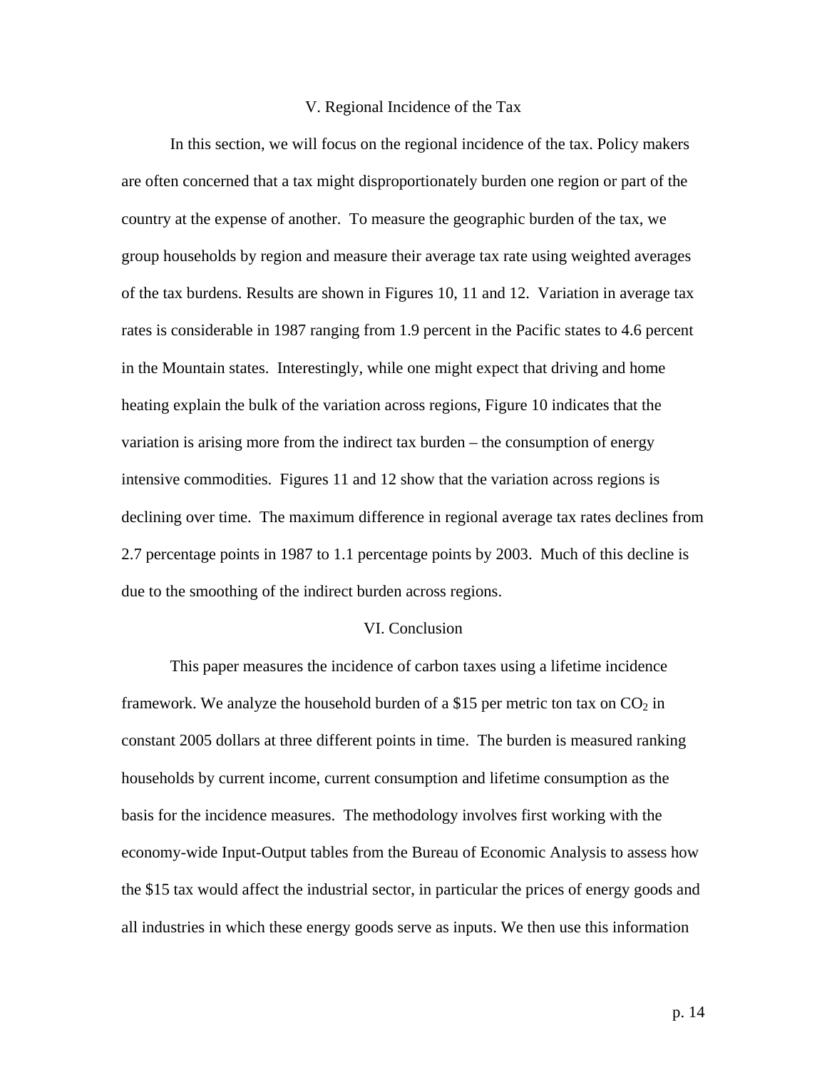## V. Regional Incidence of the Tax

In this section, we will focus on the regional incidence of the tax. Policy makers are often concerned that a tax might disproportionately burden one region or part of the country at the expense of another. To measure the geographic burden of the tax, we group households by region and measure their average tax rate using weighted averages of the tax burdens. Results are shown in Figures 10, 11 and 12. Variation in average tax rates is considerable in 1987 ranging from 1.9 percent in the Pacific states to 4.6 percent in the Mountain states. Interestingly, while one might expect that driving and home heating explain the bulk of the variation across regions, Figure 10 indicates that the variation is arising more from the indirect tax burden – the consumption of energy intensive commodities. Figures 11 and 12 show that the variation across regions is declining over time. The maximum difference in regional average tax rates declines from 2.7 percentage points in 1987 to 1.1 percentage points by 2003. Much of this decline is due to the smoothing of the indirect burden across regions.

## VI. Conclusion

This paper measures the incidence of carbon taxes using a lifetime incidence framework. We analyze the household burden of a \$15 per metric ton tax on $CO_2$ in constant 2005 dollars at three different points in time. The burden is measured ranking households by current income, current consumption and lifetime consumption as the basis for the incidence measures. The methodology involves first working with the economy-wide Input-Output tables from the Bureau of Economic Analysis to assess how the \$15 tax would affect the industrial sector, in particular the prices of energy goods and all industries in which these energy goods serve as inputs. We then use this information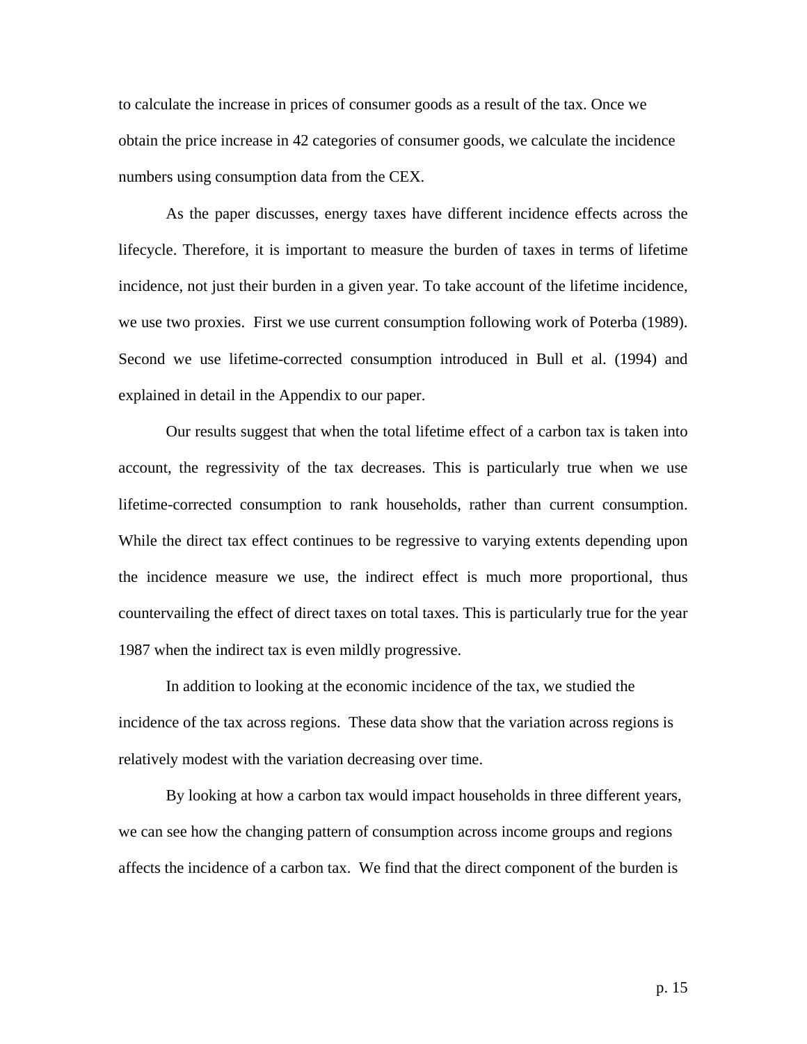to calculate the increase in prices of consumer goods as a result of the tax. Once we obtain the price increase in 42 categories of consumer goods, we calculate the incidence numbers using consumption data from the CEX.

As the paper discusses, energy taxes have different incidence effects across the lifecycle. Therefore, it is important to measure the burden of taxes in terms of lifetime incidence, not just their burden in a given year. To take account of the lifetime incidence, we use two proxies. First we use current consumption following work of Poterba (1989). Second we use lifetime-corrected consumption introduced in Bull et al. (1994) and explained in detail in the Appendix to our paper.

Our results suggest that when the total lifetime effect of a carbon tax is taken into account, the regressivity of the tax decreases. This is particularly true when we use lifetime-corrected consumption to rank households, rather than current consumption. While the direct tax effect continues to be regressive to varying extents depending upon the incidence measure we use, the indirect effect is much more proportional, thus countervailing the effect of direct taxes on total taxes. This is particularly true for the year 1987 when the indirect tax is even mildly progressive.

In addition to looking at the economic incidence of the tax, we studied the incidence of the tax across regions. These data show that the variation across regions is relatively modest with the variation decreasing over time.

By looking at how a carbon tax would impact households in three different years, we can see how the changing pattern of consumption across income groups and regions affects the incidence of a carbon tax. We find that the direct component of the burden is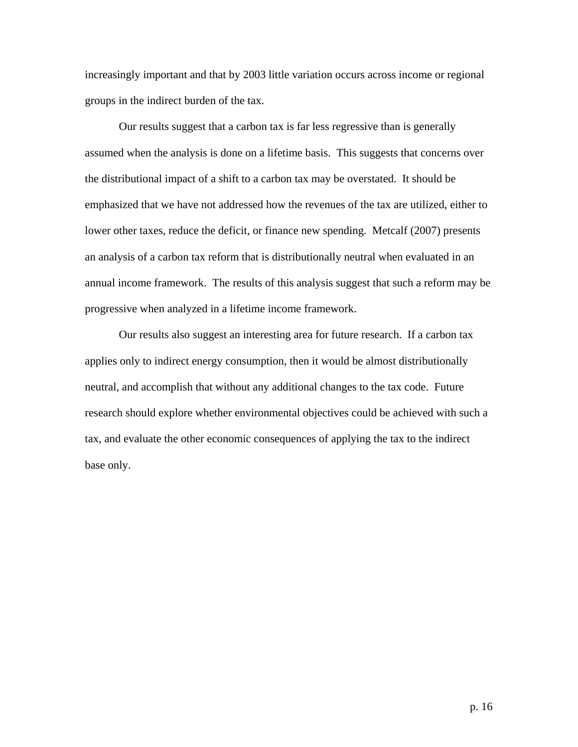increasingly important and that by 2003 little variation occurs across income or regional groups in the indirect burden of the tax.

Our results suggest that a carbon tax is far less regressive than is generally assumed when the analysis is done on a lifetime basis. This suggests that concerns over the distributional impact of a shift to a carbon tax may be overstated. It should be emphasized that we have not addressed how the revenues of the tax are utilized, either to lower other taxes, reduce the deficit, or finance new spending. Metcalf (2007) presents an analysis of a carbon tax reform that is distributionally neutral when evaluated in an annual income framework. The results of this analysis suggest that such a reform may be progressive when analyzed in a lifetime income framework.

Our results also suggest an interesting area for future research. If a carbon tax applies only to indirect energy consumption, then it would be almost distributionally neutral, and accomplish that without any additional changes to the tax code. Future research should explore whether environmental objectives could be achieved with such a tax, and evaluate the other economic consequences of applying the tax to the indirect base only.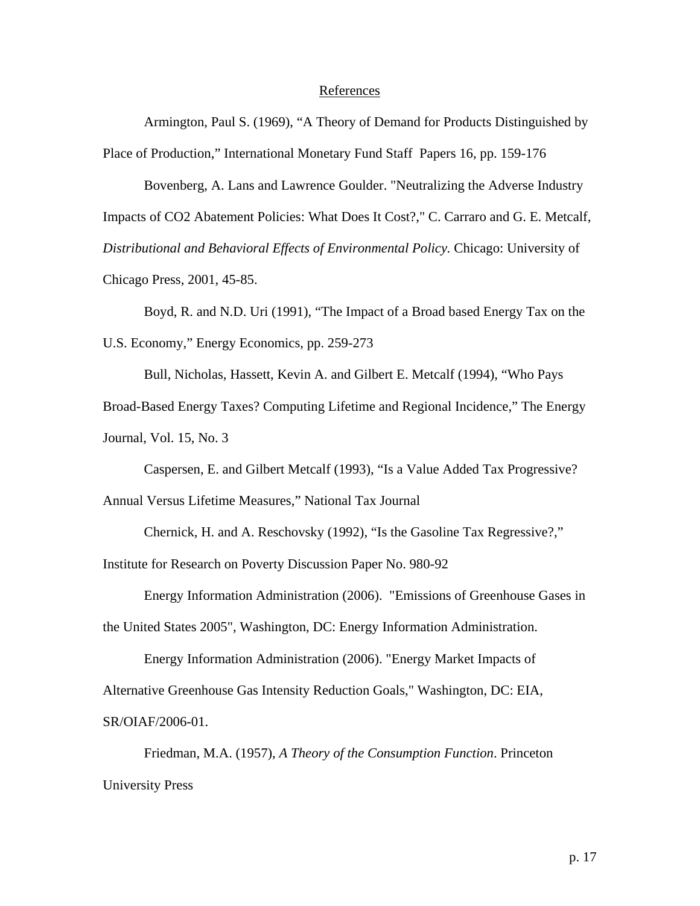## References

Armington, Paul S. (1969), "A Theory of Demand for Products Distinguished by Place of Production," International Monetary Fund Staff Papers 16, pp. 159-176

Bovenberg, A. Lans and Lawrence Goulder. "Neutralizing the Adverse Industry Impacts of CO2 Abatement Policies: What Does It Cost?," C. Carraro and G. E. Metcalf, *Distributional and Behavioral Effects of Environmental Policy.* Chicago: University of Chicago Press, 2001, 45-85.

Boyd, R. and N.D. Uri (1991), "The Impact of a Broad based Energy Tax on the U.S. Economy," Energy Economics, pp. 259-273

Bull, Nicholas, Hassett, Kevin A. and Gilbert E. Metcalf (1994), "Who Pays Broad-Based Energy Taxes? Computing Lifetime and Regional Incidence," The Energy Journal, Vol. 15, No. 3

Caspersen, E. and Gilbert Metcalf (1993), "Is a Value Added Tax Progressive? Annual Versus Lifetime Measures," National Tax Journal

Chernick, H. and A. Reschovsky (1992), "Is the Gasoline Tax Regressive?," Institute for Research on Poverty Discussion Paper No. 980-92

Energy Information Administration (2006). "Emissions of Greenhouse Gases in the United States 2005", Washington, DC: Energy Information Administration.

Energy Information Administration (2006). "Energy Market Impacts of Alternative Greenhouse Gas Intensity Reduction Goals," Washington, DC: EIA, SR/OIAF/2006-01.

Friedman, M.A. (1957), *A Theory of the Consumption Function*. Princeton University Press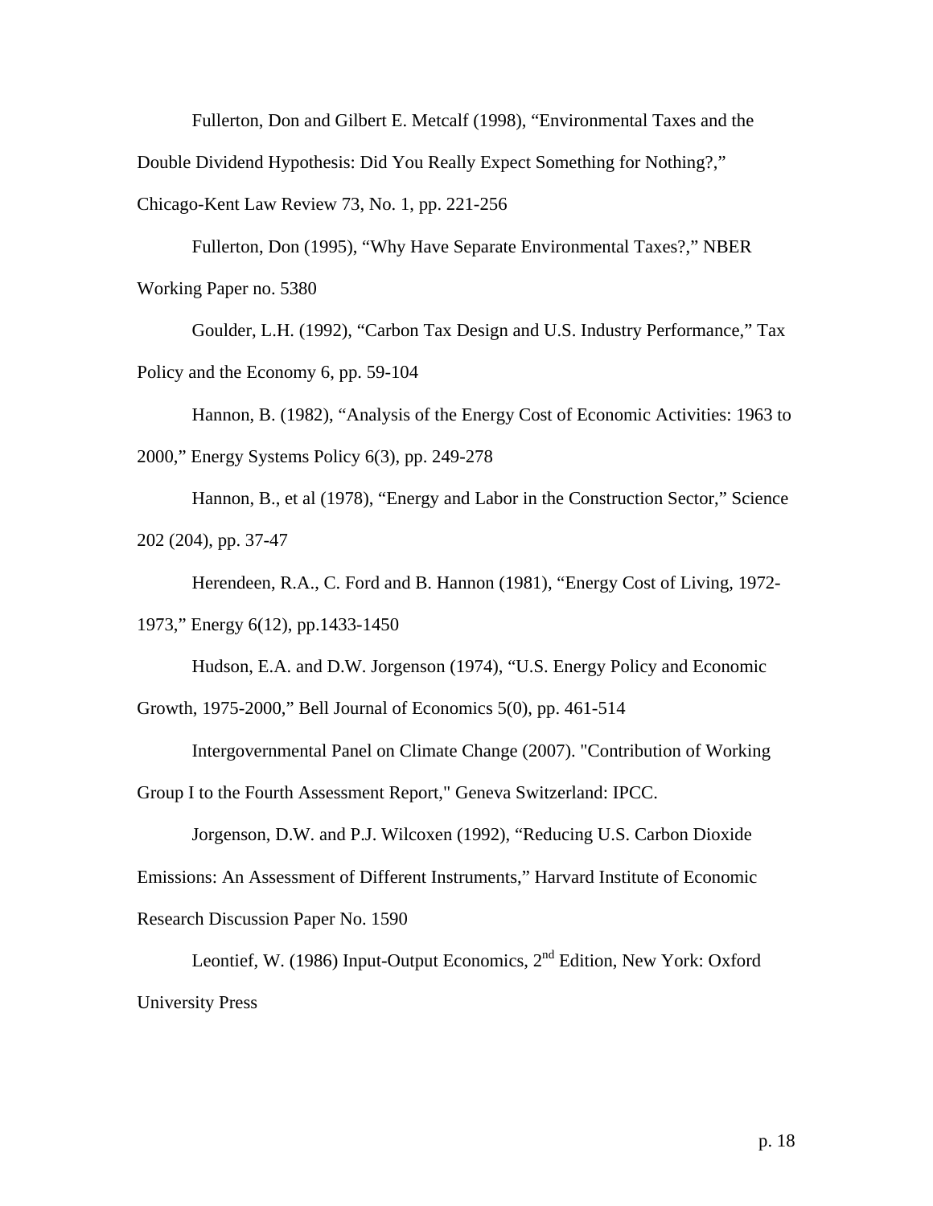Fullerton, Don and Gilbert E. Metcalf (1998), "Environmental Taxes and the Double Dividend Hypothesis: Did You Really Expect Something for Nothing?," Chicago-Kent Law Review 73, No. 1, pp. 221-256

Fullerton, Don (1995), "Why Have Separate Environmental Taxes?," NBER Working Paper no. 5380

Goulder, L.H. (1992), "Carbon Tax Design and U.S. Industry Performance," Tax Policy and the Economy 6, pp. 59-104

Hannon, B. (1982), "Analysis of the Energy Cost of Economic Activities: 1963 to 2000," Energy Systems Policy 6(3), pp. 249-278

Hannon, B., et al (1978), "Energy and Labor in the Construction Sector," Science 202 (204), pp. 37-47

Herendeen, R.A., C. Ford and B. Hannon (1981), "Energy Cost of Living, 1972-1973," Energy 6(12), pp.1433-1450

Hudson, E.A. and D.W. Jorgenson (1974), "U.S. Energy Policy and Economic Growth, 1975-2000," Bell Journal of Economics 5(0), pp. 461-514

Intergovernmental Panel on Climate Change (2007). "Contribution of Working Group I to the Fourth Assessment Report," Geneva Switzerland: IPCC.

Jorgenson, D.W. and P.J. Wilcoxen (1992), "Reducing U.S. Carbon Dioxide Emissions: An Assessment of Different Instruments," Harvard Institute of Economic Research Discussion Paper No. 1590

Leontief, W. (1986) Input-Output Economics, 2nd Edition, New York: Oxford University Press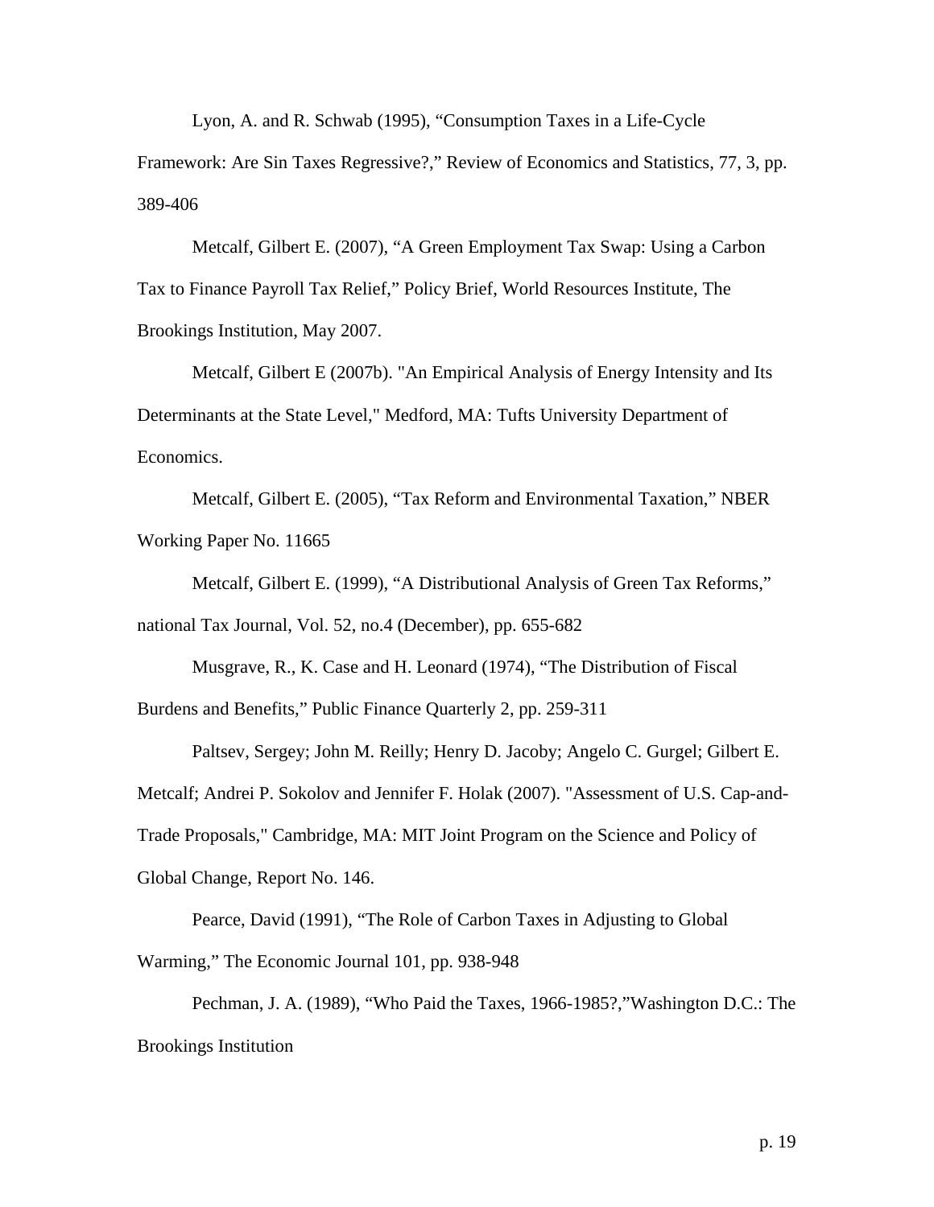Lyon, A. and R. Schwab (1995), "Consumption Taxes in a Life-Cycle Framework: Are Sin Taxes Regressive?," Review of Economics and Statistics, 77, 3, pp. 389-406

Metcalf, Gilbert E. (2007), "A Green Employment Tax Swap: Using a Carbon Tax to Finance Payroll Tax Relief," Policy Brief, World Resources Institute, The Brookings Institution, May 2007.

Metcalf, Gilbert E (2007b). "An Empirical Analysis of Energy Intensity and Its Determinants at the State Level," Medford, MA: Tufts University Department of Economics.

Metcalf, Gilbert E. (2005), "Tax Reform and Environmental Taxation," NBER Working Paper No. 11665

Metcalf, Gilbert E. (1999), "A Distributional Analysis of Green Tax Reforms," national Tax Journal, Vol. 52, no.4 (December), pp. 655-682

Musgrave, R., K. Case and H. Leonard (1974), "The Distribution of Fiscal Burdens and Benefits," Public Finance Quarterly 2, pp. 259-311

Paltsev, Sergey; John M. Reilly; Henry D. Jacoby; Angelo C. Gurgel; Gilbert E. Metcalf; Andrei P. Sokolov and Jennifer F. Holak (2007). "Assessment of U.S. Cap-and-Trade Proposals," Cambridge, MA: MIT Joint Program on the Science and Policy of Global Change, Report No. 146.

Pearce, David (1991), "The Role of Carbon Taxes in Adjusting to Global Warming," The Economic Journal 101, pp. 938-948

Pechman, J. A. (1989), "Who Paid the Taxes, 1966-1985?,"Washington D.C.: The Brookings Institution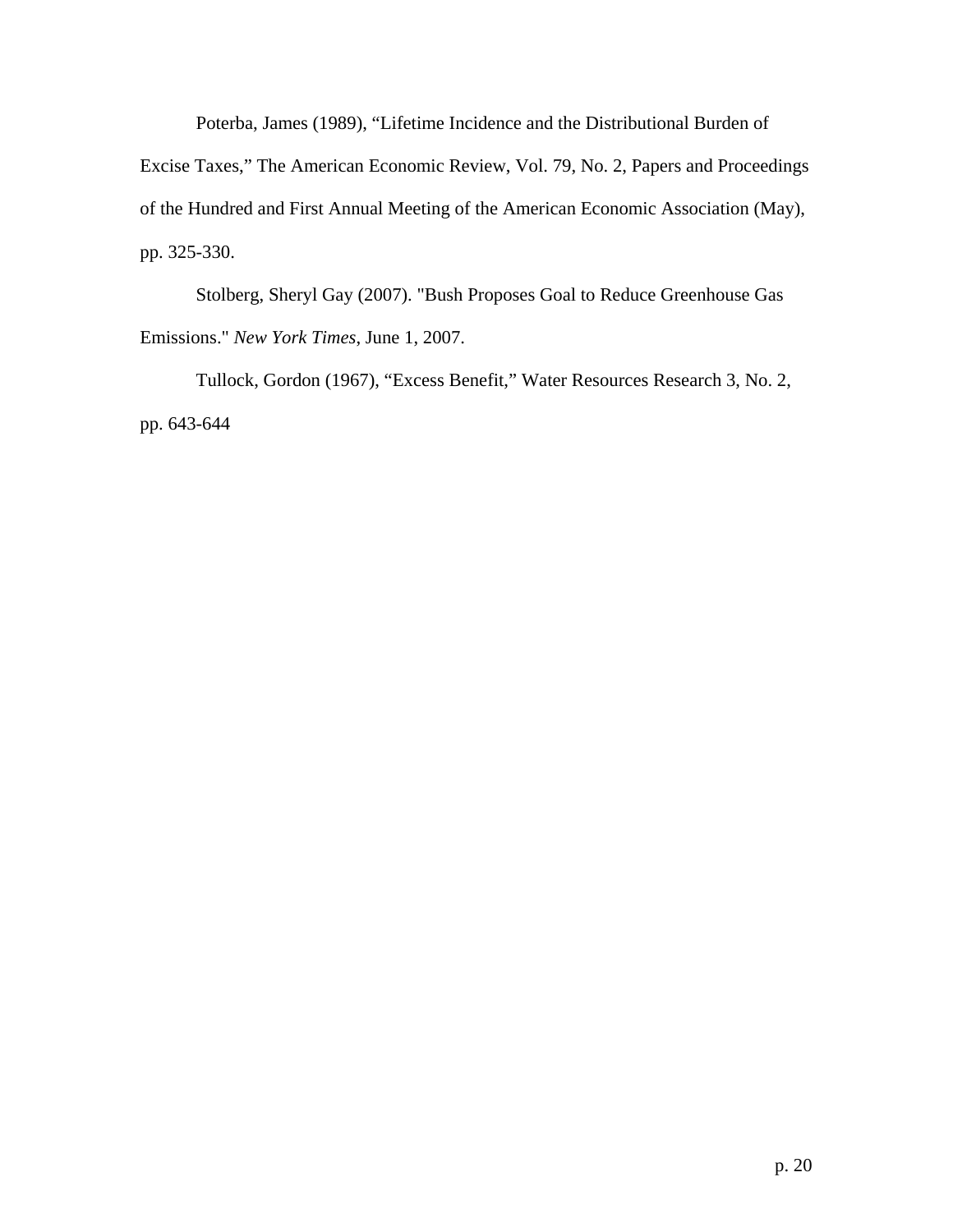Poterba, James (1989), “Lifetime Incidence and the Distributional Burden of Excise Taxes,” The American Economic Review, Vol. 79, No. 2, Papers and Proceedings of the Hundred and First Annual Meeting of the American Economic Association (May), pp. 325-330.

Stolberg, Sheryl Gay (2007). "Bush Proposes Goal to Reduce Greenhouse Gas Emissions." *New York Times*, June 1, 2007.

Tullock, Gordon (1967), “Excess Benefit,” Water Resources Research 3, No. 2, pp. 643-644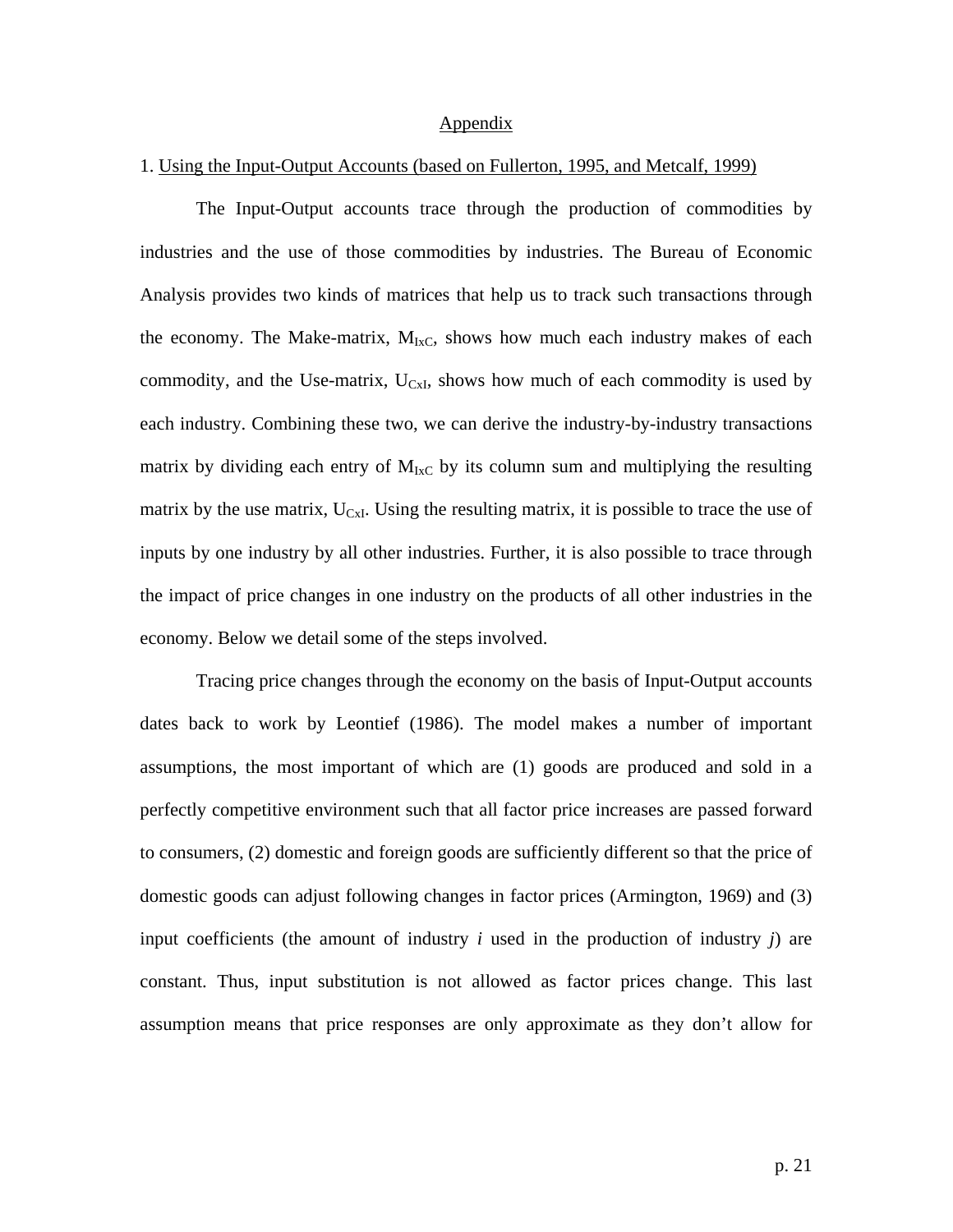## Appendix

1. Using the Input-Output Accounts (based on Fullerton, 1995, and Metcalf, 1999)

The Input-Output accounts trace through the production of commodities by industries and the use of those commodities by industries. The Bureau of Economic Analysis provides two kinds of matrices that help us to track such transactions through the economy. The Make-matrix, $M_{IxC}$, shows how much each industry makes of each commodity, and the Use-matrix, $U_{CxI}$, shows how much of each commodity is used by each industry. Combining these two, we can derive the industry-by-industry transactions matrix by dividing each entry of $M_{IxC}$ by its column sum and multiplying the resulting matrix by the use matrix, $U_{CxI}$. Using the resulting matrix, it is possible to trace the use of inputs by one industry by all other industries. Further, it is also possible to trace through the impact of price changes in one industry on the products of all other industries in the economy. Below we detail some of the steps involved.

Tracing price changes through the economy on the basis of Input-Output accounts dates back to work by Leontief (1986). The model makes a number of important assumptions, the most important of which are (1) goods are produced and sold in a perfectly competitive environment such that all factor price increases are passed forward to consumers, (2) domestic and foreign goods are sufficiently different so that the price of domestic goods can adjust following changes in factor prices (Armington, 1969) and (3) input coefficients (the amount of industry *i* used in the production of industry *j*) are constant. Thus, input substitution is not allowed as factor prices change. This last assumption means that price responses are only approximate as they don't allow for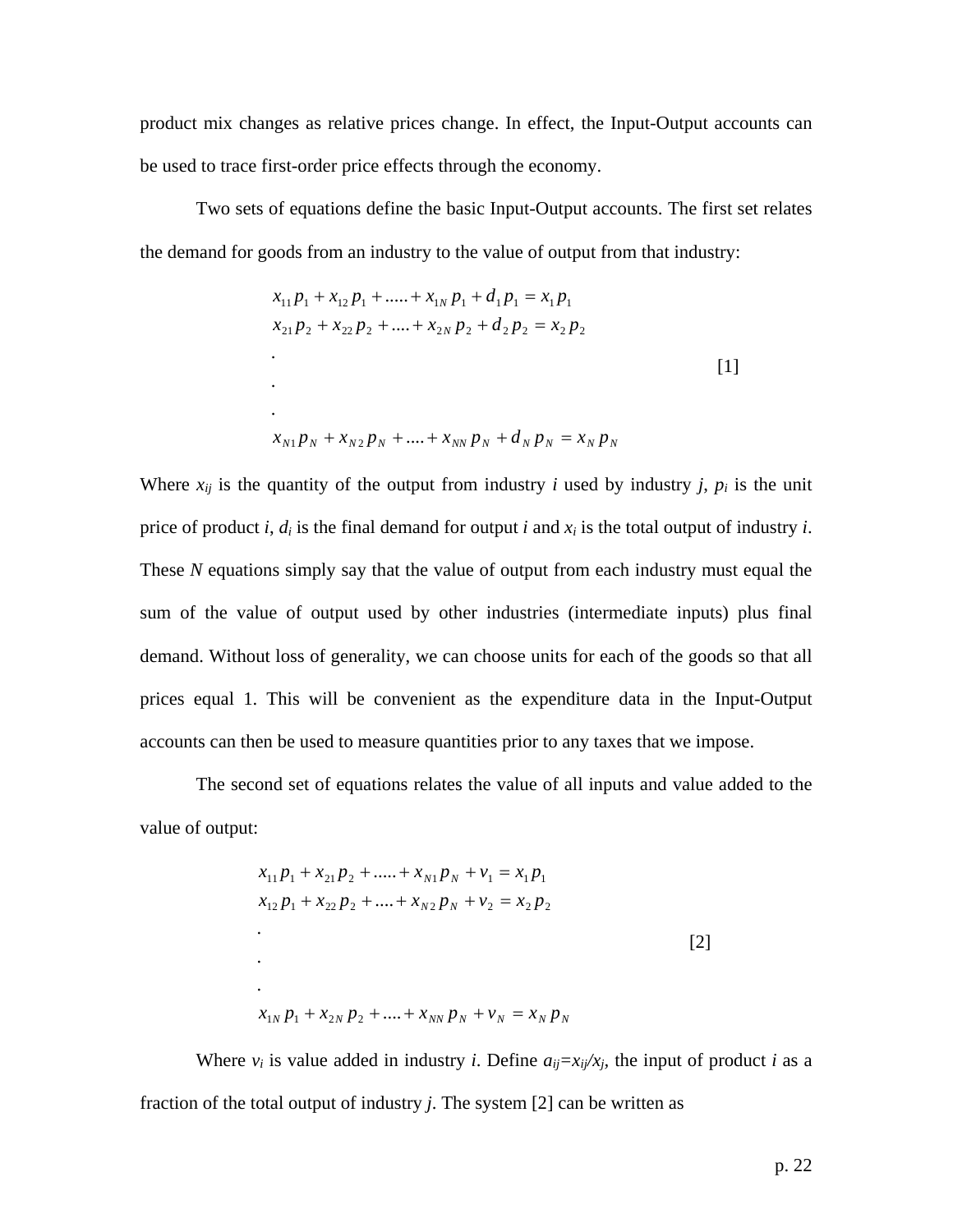product mix changes as relative prices change. In effect, the Input-Output accounts can be used to trace first-order price effects through the economy.

Two sets of equations define the basic Input-Output accounts. The first set relates the demand for goods from an industry to the value of output from that industry:

$$
\begin{aligned}
& x_{11} p_1 + x_{12} p_1 + \ldots.. + x_{1N} p_1 + d_1 p_1 = x_1 p_1 \\
& x_{21} p_2 + x_{22} p_2 + \ldots. + x_{2N} p_2 + d_2 p_2 = x_2 p_2 \\
& . \\
& . \\
& . \\
& x_{N1} p_N + x_{N2} p_N + \ldots. + x_{NN} p_N + d_N p_N = x_N p_N
\end{aligned}
\qquad [1]
$$

Where $x_{ij}$ is the quantity of the output from industry $i$ used by industry $j$, $p_i$ is the unit price of product $i$, $d_i$ is the final demand for output $i$ and $x_i$ is the total output of industry $i$. These $N$ equations simply say that the value of output from each industry must equal the sum of the value of output used by other industries (intermediate inputs) plus final demand. Without loss of generality, we can choose units for each of the goods so that all prices equal 1. This will be convenient as the expenditure data in the Input-Output accounts can then be used to measure quantities prior to any taxes that we impose.

The second set of equations relates the value of all inputs and value added to the value of output:

$$
\begin{aligned}
& x_{11} p_1 + x_{21} p_2 + \ldots.. + x_{N1} p_N + v_1 = x_1 p_1 \\
& x_{12} p_1 + x_{22} p_2 + \ldots. + x_{N2} p_N + v_2 = x_2 p_2 \\
& . \\
& . \\
& . \\
& x_{1N} p_1 + x_{2N} p_2 + \ldots. + x_{NN} p_N + v_N = x_N p_N
\end{aligned}
\qquad [2]
$$

Where $v_i$ is value added in industry $i$. Define $a_{ij}=x_{ij}/x_j$, the input of product $i$ as a fraction of the total output of industry $j$. The system [2] can be written as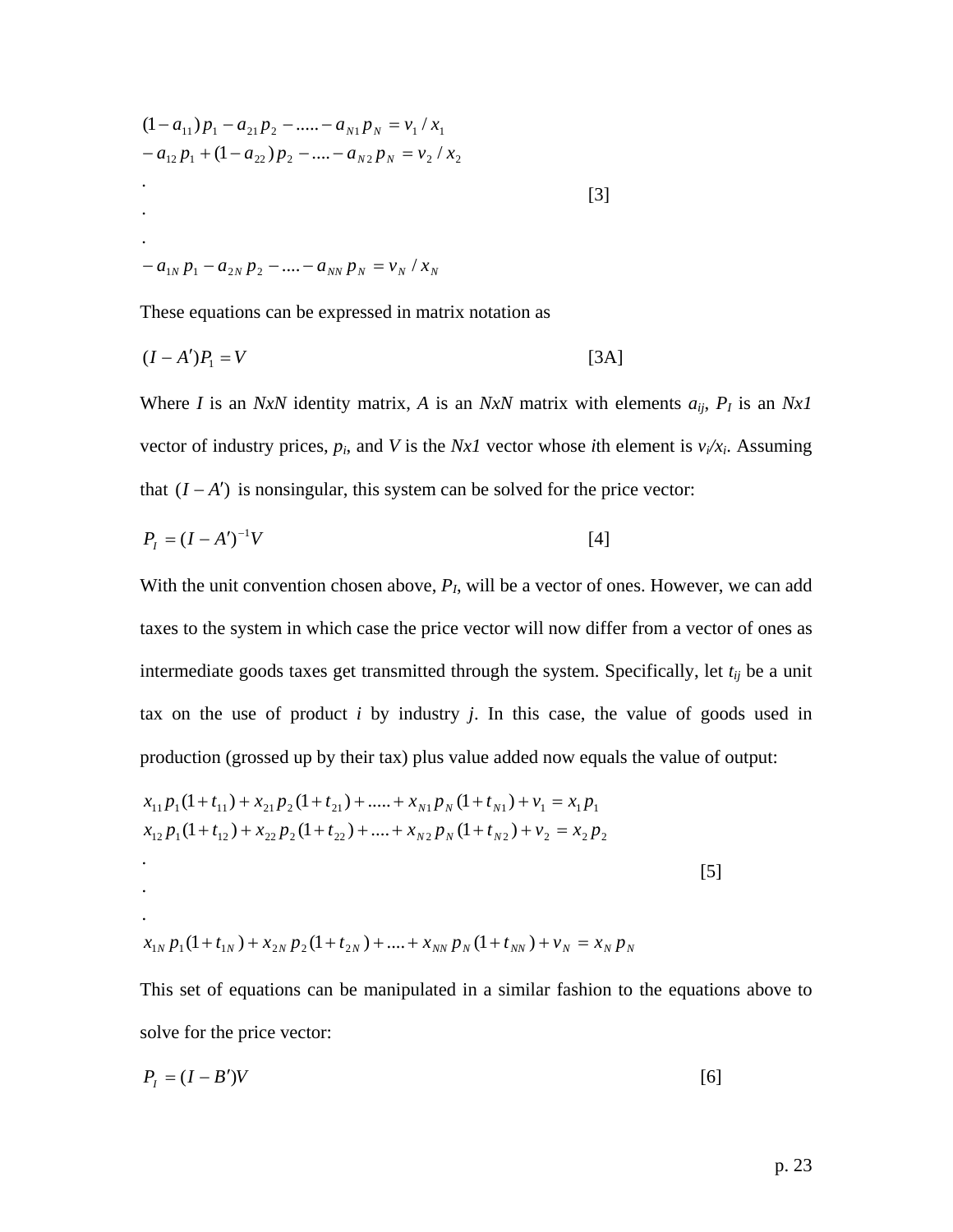$$
\begin{aligned}
&(1-a_{11})p_1 - a_{21}p_2 - \ldots - a_{N1}p_N = v_1/x_1 \\
&-a_{12}p_1 + (1-a_{22})p_2 - \ldots - a_{N2}p_N = v_2/x_2 \\
&. \\
&. \\
&. \\
&-a_{1N}p_1 - a_{2N}p_2 - \ldots - a_{NN}p_N = v_N/x_N
\end{aligned} \qquad [3]
$$

These equations can be expressed in matrix notation as

$$
(I - A')P_1 = V \qquad [3A]
$$

Where $I$ is an $NxN$ identity matrix, $A$ is an $NxN$ matrix with elements $a_{ij}$, $P_I$ is an $Nx1$ vector of industry prices, $p_i$, and $V$ is the $Nx1$ vector whose $i$th element is $v_i/x_i$. Assuming that $(I - A')$ is nonsingular, this system can be solved for the price vector:

$$
P_I = (I - A')^{-1}V \qquad [4]
$$

With the unit convention chosen above, $P_I$, will be a vector of ones. However, we can add taxes to the system in which case the price vector will now differ from a vector of ones as intermediate goods taxes get transmitted through the system. Specifically, let $t_{ij}$ be a unit tax on the use of product $i$ by industry $j$. In this case, the value of goods used in production (grossed up by their tax) plus value added now equals the value of output:

$$
\begin{aligned}
&x_{11}p_1(1+t_{11}) + x_{21}p_2(1+t_{21}) + \ldots + x_{N1}p_N(1+t_{N1}) + v_1 = x_1p_1 \\
&x_{12}p_1(1+t_{12}) + x_{22}p_2(1+t_{22}) + \ldots + x_{N2}p_N(1+t_{N2}) + v_2 = x_2p_2 \\
&. \\
&. \\
&. \\
&x_{1N}p_1(1+t_{1N}) + x_{2N}p_2(1+t_{2N}) + \ldots + x_{NN}p_N(1+t_{NN}) + v_N = x_Np_N
\end{aligned} \qquad [5]
$$

This set of equations can be manipulated in a similar fashion to the equations above to solve for the price vector:

$$
P_I = (I - B')V \qquad [6]
$$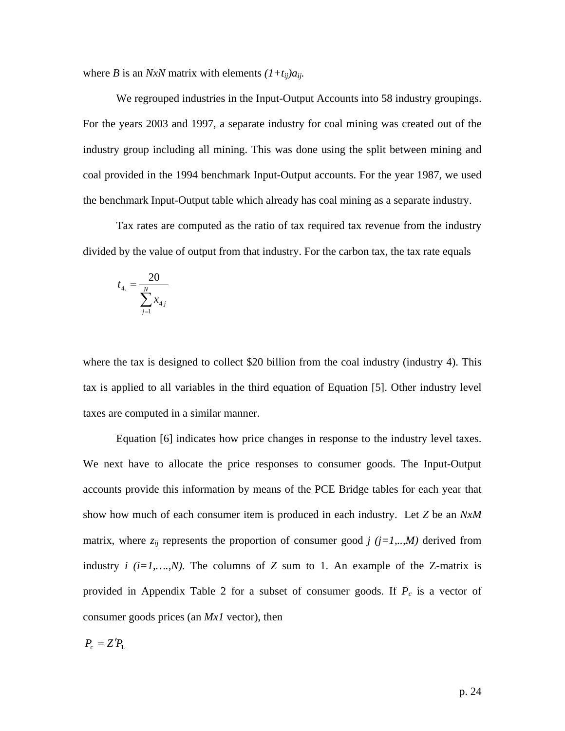where $B$ is an $NxN$ matrix with elements $(1+t_{ij})a_{ij}$.

We regrouped industries in the Input-Output Accounts into 58 industry groupings. For the years 2003 and 1997, a separate industry for coal mining was created out of the industry group including all mining. This was done using the split between mining and coal provided in the 1994 benchmark Input-Output accounts. For the year 1987, we used the benchmark Input-Output table which already has coal mining as a separate industry.

Tax rates are computed as the ratio of tax required tax revenue from the industry divided by the value of output from that industry. For the carbon tax, the tax rate equals

$$t_{4.} = \frac{20}{\sum_{j=1}^{N} x_{4j}}$$

where the tax is designed to collect \$20 billion from the coal industry (industry 4). This tax is applied to all variables in the third equation of Equation [5]. Other industry level taxes are computed in a similar manner.

Equation [6] indicates how price changes in response to the industry level taxes. We next have to allocate the price responses to consumer goods. The Input-Output accounts provide this information by means of the PCE Bridge tables for each year that show how much of each consumer item is produced in each industry. Let $Z$ be an $NxM$ matrix, where $z_{ij}$ represents the proportion of consumer good $j$ $(j=1,..,M)$ derived from industry $i$ $(i=1,\ldots,N)$. The columns of $Z$ sum to 1. An example of the Z-matrix is provided in Appendix Table 2 for a subset of consumer goods. If $P_c$ is a vector of consumer goods prices (an $Mx1$ vector), then

$$P_c = Z'P_{1.}$$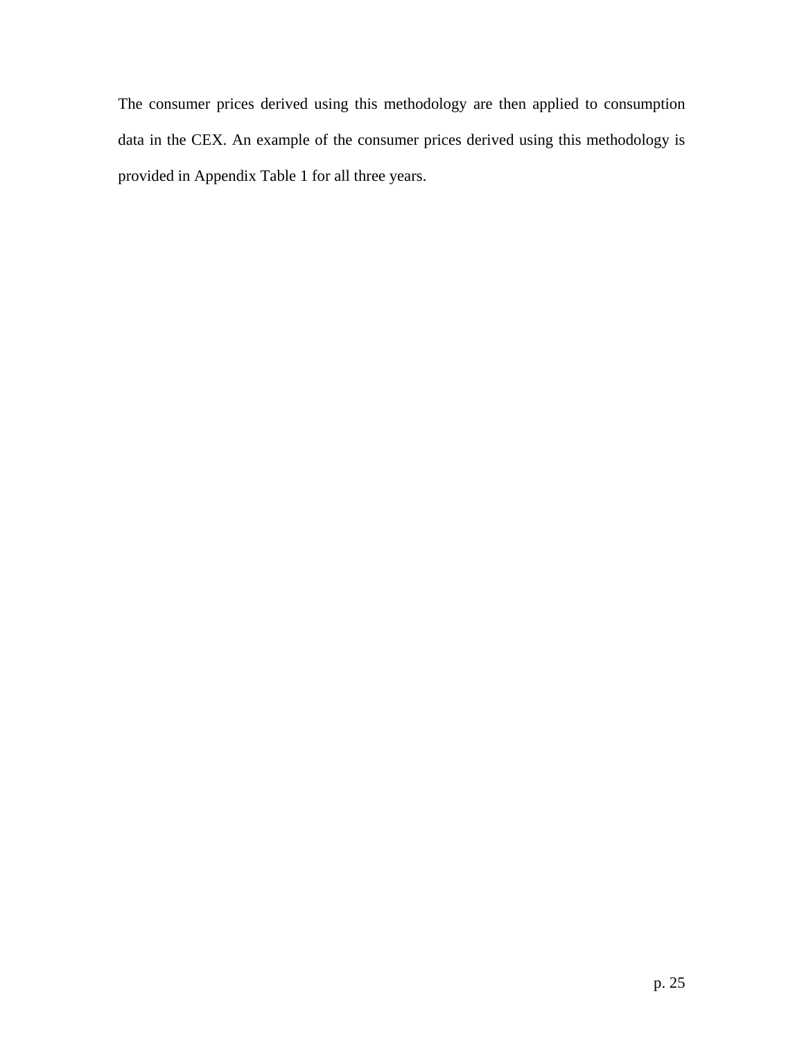The consumer prices derived using this methodology are then applied to consumption data in the CEX. An example of the consumer prices derived using this methodology is provided in Appendix Table 1 for all three years.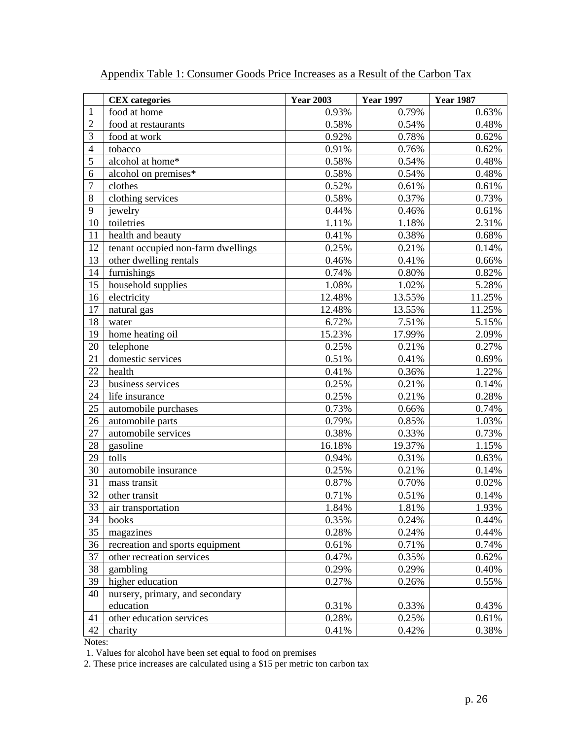Appendix Table 1: Consumer Goods Price Increases as a Result of the Carbon Tax

| | CEX categories | Year 2003 | Year 1997 | Year 1987 |
|---|---|---|---|---|
| 1 | food at home | 0.93% | 0.79% | 0.63% |
| 2 | food at restaurants | 0.58% | 0.54% | 0.48% |
| 3 | food at work | 0.92% | 0.78% | 0.62% |
| 4 | tobacco | 0.91% | 0.76% | 0.62% |
| 5 | alcohol at home* | 0.58% | 0.54% | 0.48% |
| 6 | alcohol on premises* | 0.58% | 0.54% | 0.48% |
| 7 | clothes | 0.52% | 0.61% | 0.61% |
| 8 | clothing services | 0.58% | 0.37% | 0.73% |
| 9 | jewelry | 0.44% | 0.46% | 0.61% |
| 10 | toiletries | 1.11% | 1.18% | 2.31% |
| 11 | health and beauty | 0.41% | 0.38% | 0.68% |
| 12 | tenant occupied non-farm dwellings | 0.25% | 0.21% | 0.14% |
| 13 | other dwelling rentals | 0.46% | 0.41% | 0.66% |
| 14 | furnishings | 0.74% | 0.80% | 0.82% |
| 15 | household supplies | 1.08% | 1.02% | 5.28% |
| 16 | electricity | 12.48% | 13.55% | 11.25% |
| 17 | natural gas | 12.48% | 13.55% | 11.25% |
| 18 | water | 6.72% | 7.51% | 5.15% |
| 19 | home heating oil | 15.23% | 17.99% | 2.09% |
| 20 | telephone | 0.25% | 0.21% | 0.27% |
| 21 | domestic services | 0.51% | 0.41% | 0.69% |
| 22 | health | 0.41% | 0.36% | 1.22% |
| 23 | business services | 0.25% | 0.21% | 0.14% |
| 24 | life insurance | 0.25% | 0.21% | 0.28% |
| 25 | automobile purchases | 0.73% | 0.66% | 0.74% |
| 26 | automobile parts | 0.79% | 0.85% | 1.03% |
| 27 | automobile services | 0.38% | 0.33% | 0.73% |
| 28 | gasoline | 16.18% | 19.37% | 1.15% |
| 29 | tolls | 0.94% | 0.31% | 0.63% |
| 30 | automobile insurance | 0.25% | 0.21% | 0.14% |
| 31 | mass transit | 0.87% | 0.70% | 0.02% |
| 32 | other transit | 0.71% | 0.51% | 0.14% |
| 33 | air transportation | 1.84% | 1.81% | 1.93% |
| 34 | books | 0.35% | 0.24% | 0.44% |
| 35 | magazines | 0.28% | 0.24% | 0.44% |
| 36 | recreation and sports equipment | 0.61% | 0.71% | 0.74% |
| 37 | other recreation services | 0.47% | 0.35% | 0.62% |
| 38 | gambling | 0.29% | 0.29% | 0.40% |
| 39 | higher education | 0.27% | 0.26% | 0.55% |
| 40 | nursery, primary, and secondary education | 0.31% | 0.33% | 0.43% |
| 41 | other education services | 0.28% | 0.25% | 0.61% |
| 42 | charity | 0.41% | 0.42% | 0.38% |

Notes:

1. Values for alcohol have been set equal to food on premises
2. These price increases are calculated using a $15 per metric ton carbon tax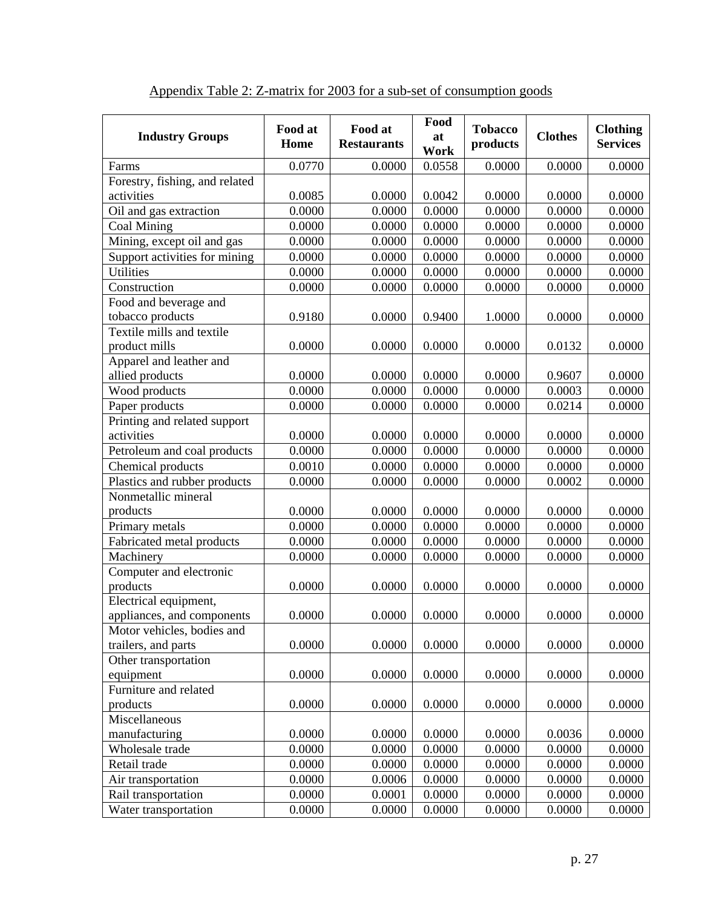Appendix Table 2: Z-matrix for 2003 for a sub-set of consumption goods

| Industry Groups | Food at Home | Food at Restaurants | Food at Work | Tobacco products | Clothes | Clothing Services |
|---|---|---|---|---|---|---|
| Farms | 0.0770 | 0.0000 | 0.0558 | 0.0000 | 0.0000 | 0.0000 |
| Forestry, fishing, and related activities | 0.0085 | 0.0000 | 0.0042 | 0.0000 | 0.0000 | 0.0000 |
| Oil and gas extraction | 0.0000 | 0.0000 | 0.0000 | 0.0000 | 0.0000 | 0.0000 |
| Coal Mining | 0.0000 | 0.0000 | 0.0000 | 0.0000 | 0.0000 | 0.0000 |
| Mining, except oil and gas | 0.0000 | 0.0000 | 0.0000 | 0.0000 | 0.0000 | 0.0000 |
| Support activities for mining | 0.0000 | 0.0000 | 0.0000 | 0.0000 | 0.0000 | 0.0000 |
| Utilities | 0.0000 | 0.0000 | 0.0000 | 0.0000 | 0.0000 | 0.0000 |
| Construction | 0.0000 | 0.0000 | 0.0000 | 0.0000 | 0.0000 | 0.0000 |
| Food and beverage and tobacco products | 0.9180 | 0.0000 | 0.9400 | 1.0000 | 0.0000 | 0.0000 |
| Textile mills and textile product mills | 0.0000 | 0.0000 | 0.0000 | 0.0000 | 0.0132 | 0.0000 |
| Apparel and leather and allied products | 0.0000 | 0.0000 | 0.0000 | 0.0000 | 0.9607 | 0.0000 |
| Wood products | 0.0000 | 0.0000 | 0.0000 | 0.0000 | 0.0003 | 0.0000 |
| Paper products | 0.0000 | 0.0000 | 0.0000 | 0.0000 | 0.0214 | 0.0000 |
| Printing and related support activities | 0.0000 | 0.0000 | 0.0000 | 0.0000 | 0.0000 | 0.0000 |
| Petroleum and coal products | 0.0000 | 0.0000 | 0.0000 | 0.0000 | 0.0000 | 0.0000 |
| Chemical products | 0.0010 | 0.0000 | 0.0000 | 0.0000 | 0.0000 | 0.0000 |
| Plastics and rubber products | 0.0000 | 0.0000 | 0.0000 | 0.0000 | 0.0002 | 0.0000 |
| Nonmetallic mineral products | 0.0000 | 0.0000 | 0.0000 | 0.0000 | 0.0000 | 0.0000 |
| Primary metals | 0.0000 | 0.0000 | 0.0000 | 0.0000 | 0.0000 | 0.0000 |
| Fabricated metal products | 0.0000 | 0.0000 | 0.0000 | 0.0000 | 0.0000 | 0.0000 |
| Machinery | 0.0000 | 0.0000 | 0.0000 | 0.0000 | 0.0000 | 0.0000 |
| Computer and electronic products | 0.0000 | 0.0000 | 0.0000 | 0.0000 | 0.0000 | 0.0000 |
| Electrical equipment, appliances, and components | 0.0000 | 0.0000 | 0.0000 | 0.0000 | 0.0000 | 0.0000 |
| Motor vehicles, bodies and trailers, and parts | 0.0000 | 0.0000 | 0.0000 | 0.0000 | 0.0000 | 0.0000 |
| Other transportation equipment | 0.0000 | 0.0000 | 0.0000 | 0.0000 | 0.0000 | 0.0000 |
| Furniture and related products | 0.0000 | 0.0000 | 0.0000 | 0.0000 | 0.0000 | 0.0000 |
| Miscellaneous manufacturing | 0.0000 | 0.0000 | 0.0000 | 0.0000 | 0.0036 | 0.0000 |
| Wholesale trade | 0.0000 | 0.0000 | 0.0000 | 0.0000 | 0.0000 | 0.0000 |
| Retail trade | 0.0000 | 0.0000 | 0.0000 | 0.0000 | 0.0000 | 0.0000 |
| Air transportation | 0.0000 | 0.0006 | 0.0000 | 0.0000 | 0.0000 | 0.0000 |
| Rail transportation | 0.0000 | 0.0001 | 0.0000 | 0.0000 | 0.0000 | 0.0000 |
| Water transportation | 0.0000 | 0.0000 | 0.0000 | 0.0000 | 0.0000 | 0.0000 |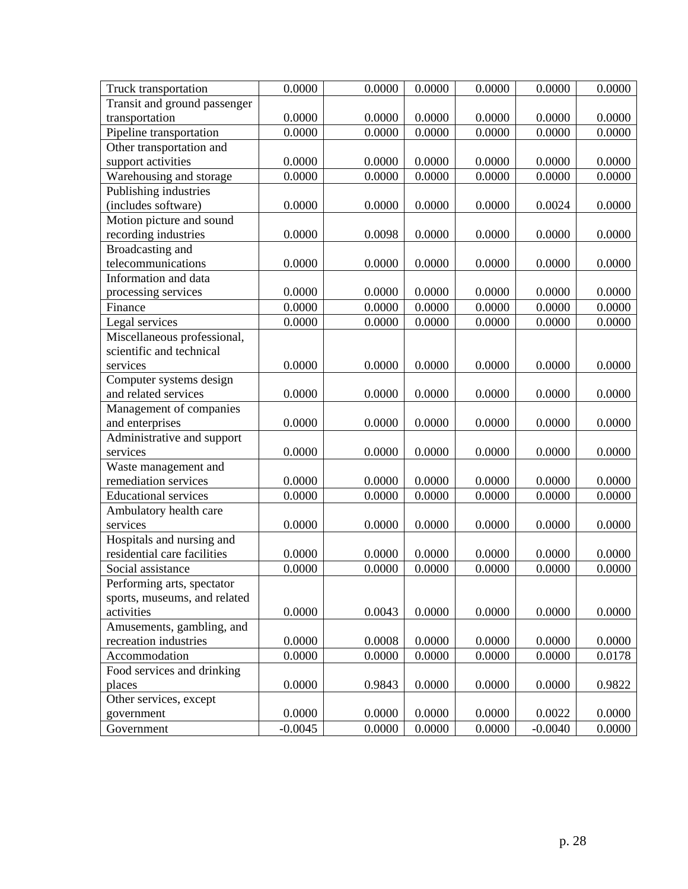| | | | | | | |
|---|---|---|---|---|---|---|
| Truck transportation | 0.0000 | 0.0000 | 0.0000 | 0.0000 | 0.0000 | 0.0000 |
| Transit and ground passenger transportation | 0.0000 | 0.0000 | 0.0000 | 0.0000 | 0.0000 | 0.0000 |
| Pipeline transportation | 0.0000 | 0.0000 | 0.0000 | 0.0000 | 0.0000 | 0.0000 |
| Other transportation and support activities | 0.0000 | 0.0000 | 0.0000 | 0.0000 | 0.0000 | 0.0000 |
| Warehousing and storage | 0.0000 | 0.0000 | 0.0000 | 0.0000 | 0.0000 | 0.0000 |
| Publishing industries (includes software) | 0.0000 | 0.0000 | 0.0000 | 0.0000 | 0.0024 | 0.0000 |
| Motion picture and sound recording industries | 0.0000 | 0.0098 | 0.0000 | 0.0000 | 0.0000 | 0.0000 |
| Broadcasting and telecommunications | 0.0000 | 0.0000 | 0.0000 | 0.0000 | 0.0000 | 0.0000 |
| Information and data processing services | 0.0000 | 0.0000 | 0.0000 | 0.0000 | 0.0000 | 0.0000 |
| Finance | 0.0000 | 0.0000 | 0.0000 | 0.0000 | 0.0000 | 0.0000 |
| Legal services | 0.0000 | 0.0000 | 0.0000 | 0.0000 | 0.0000 | 0.0000 |
| Miscellaneous professional, scientific and technical services | 0.0000 | 0.0000 | 0.0000 | 0.0000 | 0.0000 | 0.0000 |
| Computer systems design and related services | 0.0000 | 0.0000 | 0.0000 | 0.0000 | 0.0000 | 0.0000 |
| Management of companies and enterprises | 0.0000 | 0.0000 | 0.0000 | 0.0000 | 0.0000 | 0.0000 |
| Administrative and support services | 0.0000 | 0.0000 | 0.0000 | 0.0000 | 0.0000 | 0.0000 |
| Waste management and remediation services | 0.0000 | 0.0000 | 0.0000 | 0.0000 | 0.0000 | 0.0000 |
| Educational services | 0.0000 | 0.0000 | 0.0000 | 0.0000 | 0.0000 | 0.0000 |
| Ambulatory health care services | 0.0000 | 0.0000 | 0.0000 | 0.0000 | 0.0000 | 0.0000 |
| Hospitals and nursing and residential care facilities | 0.0000 | 0.0000 | 0.0000 | 0.0000 | 0.0000 | 0.0000 |
| Social assistance | 0.0000 | 0.0000 | 0.0000 | 0.0000 | 0.0000 | 0.0000 |
| Performing arts, spectator sports, museums, and related activities | 0.0000 | 0.0043 | 0.0000 | 0.0000 | 0.0000 | 0.0000 |
| Amusements, gambling, and recreation industries | 0.0000 | 0.0008 | 0.0000 | 0.0000 | 0.0000 | 0.0000 |
| Accommodation | 0.0000 | 0.0000 | 0.0000 | 0.0000 | 0.0000 | 0.0178 |
| Food services and drinking places | 0.0000 | 0.9843 | 0.0000 | 0.0000 | 0.0000 | 0.9822 |
| Other services, except government | 0.0000 | 0.0000 | 0.0000 | 0.0000 | 0.0022 | 0.0000 |
| Government | -0.0045 | 0.0000 | 0.0000 | 0.0000 | -0.0040 | 0.0000 |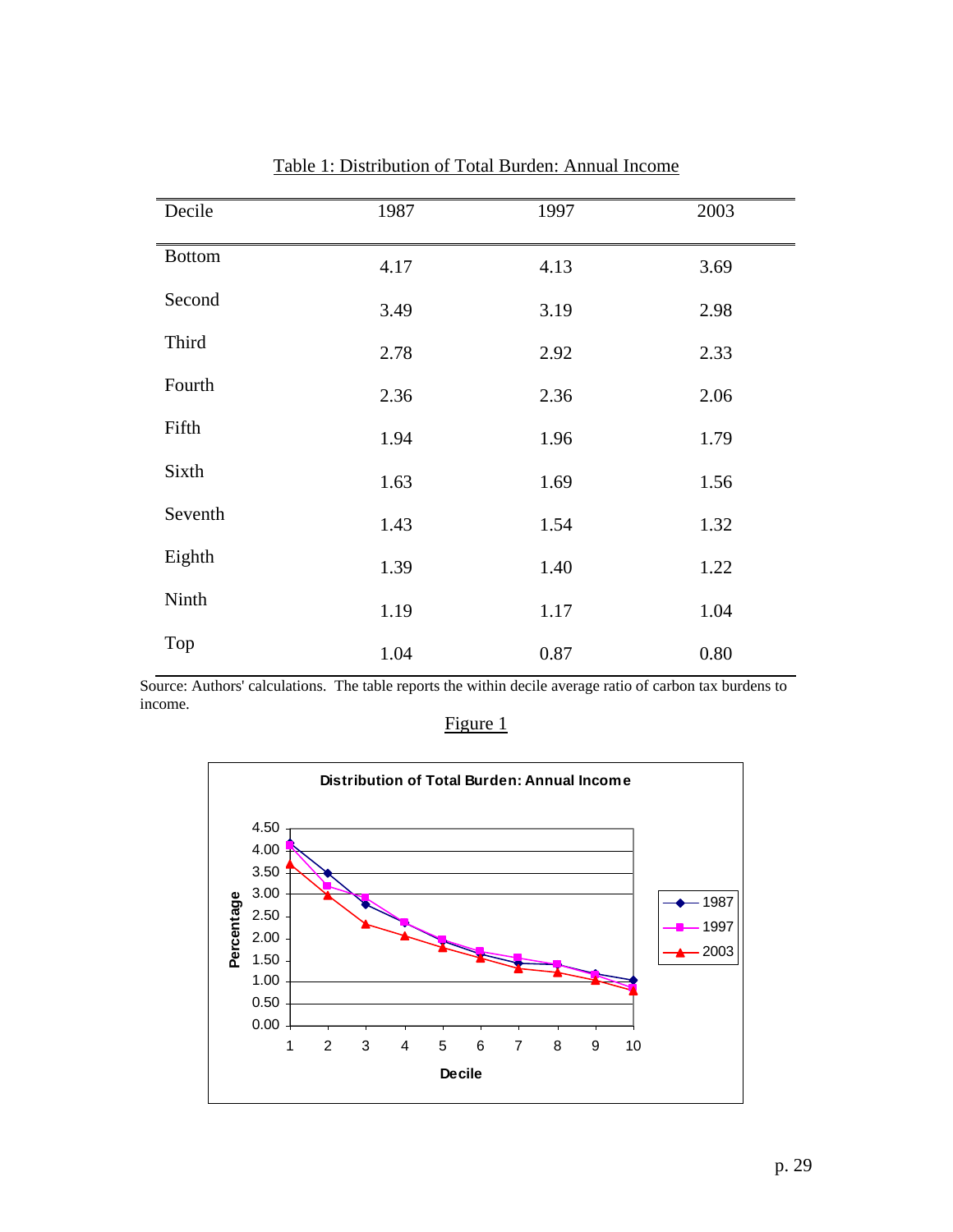Table 1: Distribution of Total Burden: Annual Income

| Decile | 1987 | 1997 | 2003 |
|---|---|---|---|
| Bottom | 4.17 | 4.13 | 3.69 |
| Second | 3.49 | 3.19 | 2.98 |
| Third | 2.78 | 2.92 | 2.33 |
| Fourth | 2.36 | 2.36 | 2.06 |
| Fifth | 1.94 | 1.96 | 1.79 |
| Sixth | 1.63 | 1.69 | 1.56 |
| Seventh | 1.43 | 1.54 | 1.32 |
| Eighth | 1.39 | 1.40 | 1.22 |
| Ninth | 1.19 | 1.17 | 1.04 |
| Top | 1.04 | 0.87 | 0.80 |

Source: Authors' calculations. The table reports the within decile average ratio of carbon tax burdens to income.

Figure 1

Distribution of Total Burden: Annual Income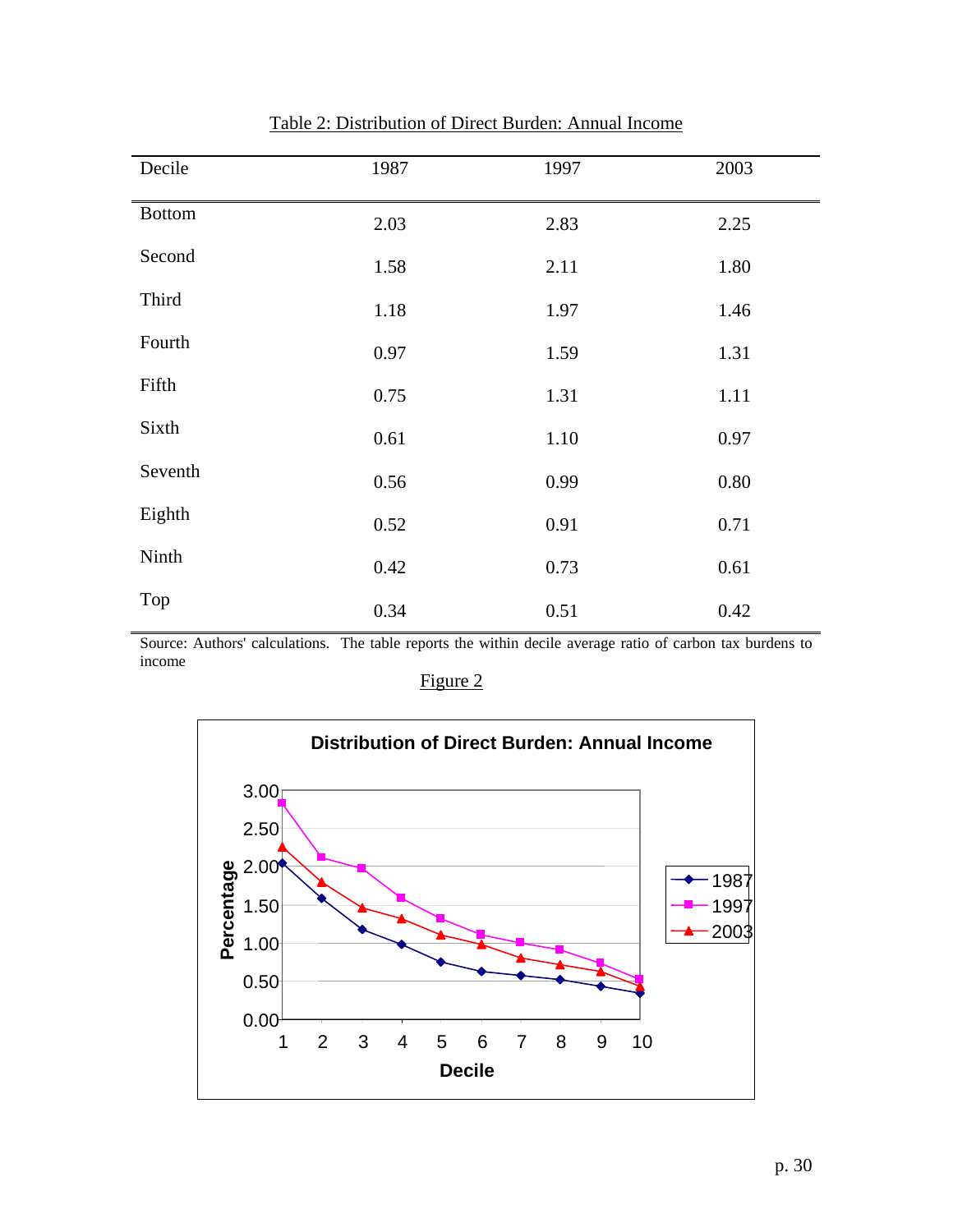Table 2: Distribution of Direct Burden: Annual Income

| Decile | 1987 | 1997 | 2003 |
|---|---|---|---|
| Bottom | 2.03 | 2.83 | 2.25 |
| Second | 1.58 | 2.11 | 1.80 |
| Third | 1.18 | 1.97 | 1.46 |
| Fourth | 0.97 | 1.59 | 1.31 |
| Fifth | 0.75 | 1.31 | 1.11 |
| Sixth | 0.61 | 1.10 | 0.97 |
| Seventh | 0.56 | 0.99 | 0.80 |
| Eighth | 0.52 | 0.91 | 0.71 |
| Ninth | 0.42 | 0.73 | 0.61 |
| Top | 0.34 | 0.51 | 0.42 |

Source: Authors' calculations. The table reports the within decile average ratio of carbon tax burdens to income

Figure 2

**Distribution of Direct Burden: Annual Income**

| Decile | 1987 | 1997 | 2003 |
|---|---|---|---|
| 1 | 2.03 | 2.83 | 2.25 |
| 2 | 1.58 | 2.11 | 1.80 |
| 3 | 1.18 | 1.97 | 1.46 |
| 4 | 0.97 | 1.59 | 1.31 |
| 5 | 0.75 | 1.31 | 1.11 |
| 6 | 0.61 | 1.10 | 0.97 |
| 7 | 0.56 | 0.99 | 0.80 |
| 8 | 0.52 | 0.91 | 0.71 |
| 9 | 0.42 | 0.73 | 0.61 |
| 10 | 0.34 | 0.51 | 0.42 |

Y-axis: Percentage; X-axis: Decile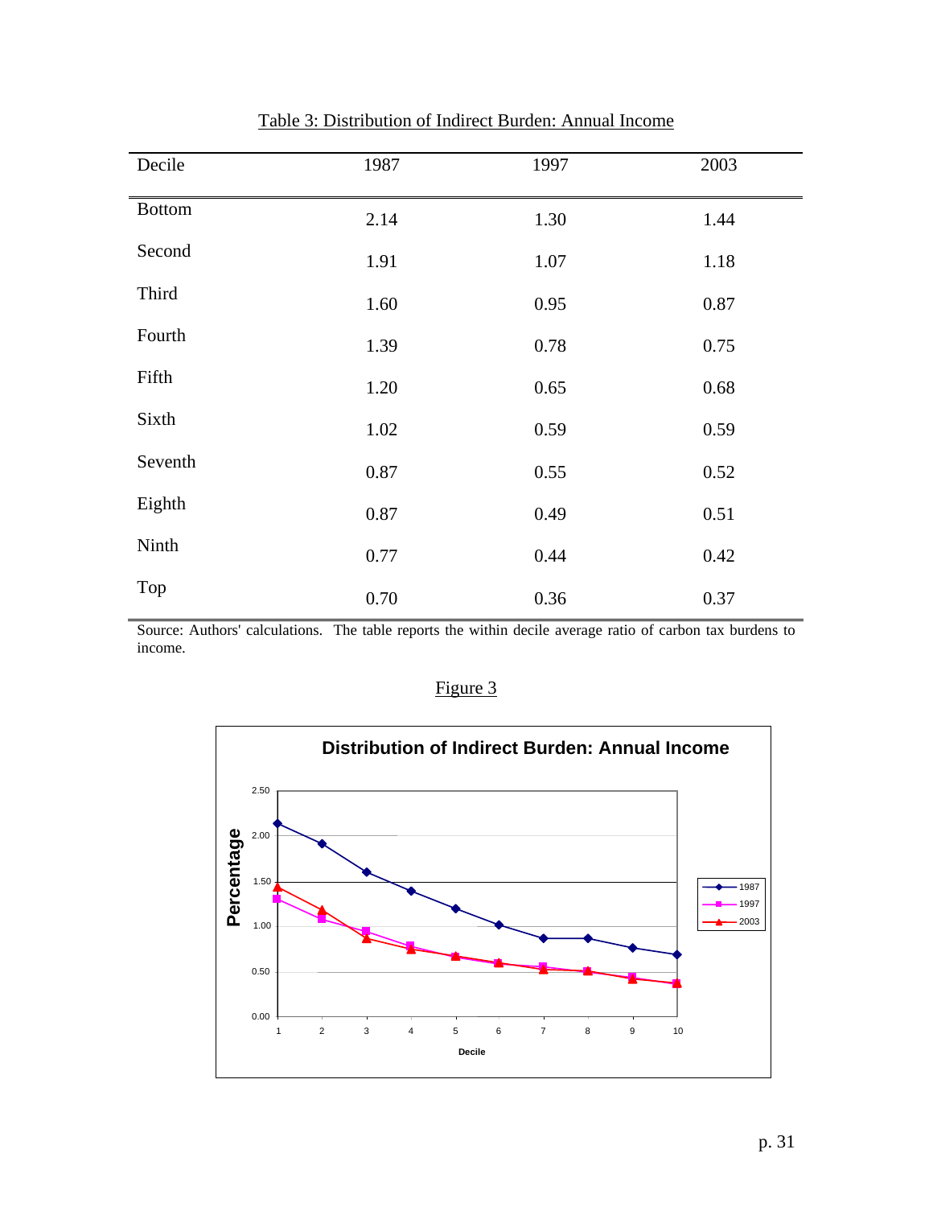Table 3: Distribution of Indirect Burden: Annual Income

| Decile | 1987 | 1997 | 2003 |
|---|---|---|---|
| Bottom | 2.14 | 1.30 | 1.44 |
| Second | 1.91 | 1.07 | 1.18 |
| Third | 1.60 | 0.95 | 0.87 |
| Fourth | 1.39 | 0.78 | 0.75 |
| Fifth | 1.20 | 0.65 | 0.68 |
| Sixth | 1.02 | 0.59 | 0.59 |
| Seventh | 0.87 | 0.55 | 0.52 |
| Eighth | 0.87 | 0.49 | 0.51 |
| Ninth | 0.77 | 0.44 | 0.42 |
| Top | 0.70 | 0.36 | 0.37 |

Source: Authors' calculations. The table reports the within decile average ratio of carbon tax burdens to income.

Figure 3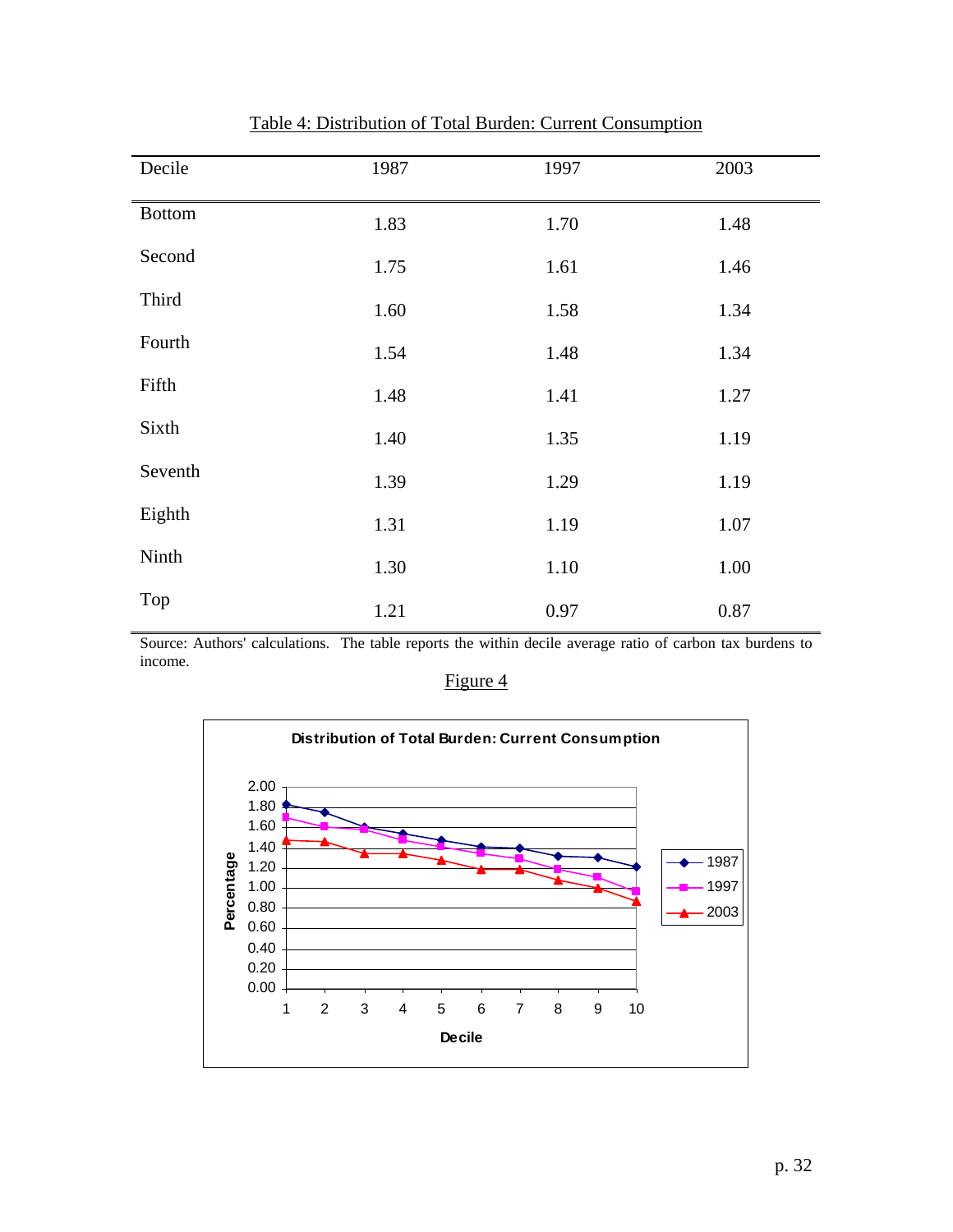Table 4: Distribution of Total Burden: Current Consumption

| Decile | 1987 | 1997 | 2003 |
|---|---|---|---|
| Bottom | 1.83 | 1.70 | 1.48 |
| Second | 1.75 | 1.61 | 1.46 |
| Third | 1.60 | 1.58 | 1.34 |
| Fourth | 1.54 | 1.48 | 1.34 |
| Fifth | 1.48 | 1.41 | 1.27 |
| Sixth | 1.40 | 1.35 | 1.19 |
| Seventh | 1.39 | 1.29 | 1.19 |
| Eighth | 1.31 | 1.19 | 1.07 |
| Ninth | 1.30 | 1.10 | 1.00 |
| Top | 1.21 | 0.97 | 0.87 |

Source: Authors' calculations. The table reports the within decile average ratio of carbon tax burdens to income.

Figure 4

**Distribution of Total Burden: Current Consumption**

| Decile | 1987 | 1997 | 2003 |
|---|---|---|---|
| 1 | 1.83 | 1.70 | 1.48 |
| 2 | 1.75 | 1.61 | 1.46 |
| 3 | 1.60 | 1.58 | 1.34 |
| 4 | 1.54 | 1.48 | 1.34 |
| 5 | 1.48 | 1.41 | 1.27 |
| 6 | 1.40 | 1.35 | 1.19 |
| 7 | 1.39 | 1.29 | 1.19 |
| 8 | 1.31 | 1.19 | 1.07 |
| 9 | 1.30 | 1.10 | 1.00 |
| 10 | 1.21 | 0.97 | 0.87 |

Y-axis: Percentage; X-axis: Decile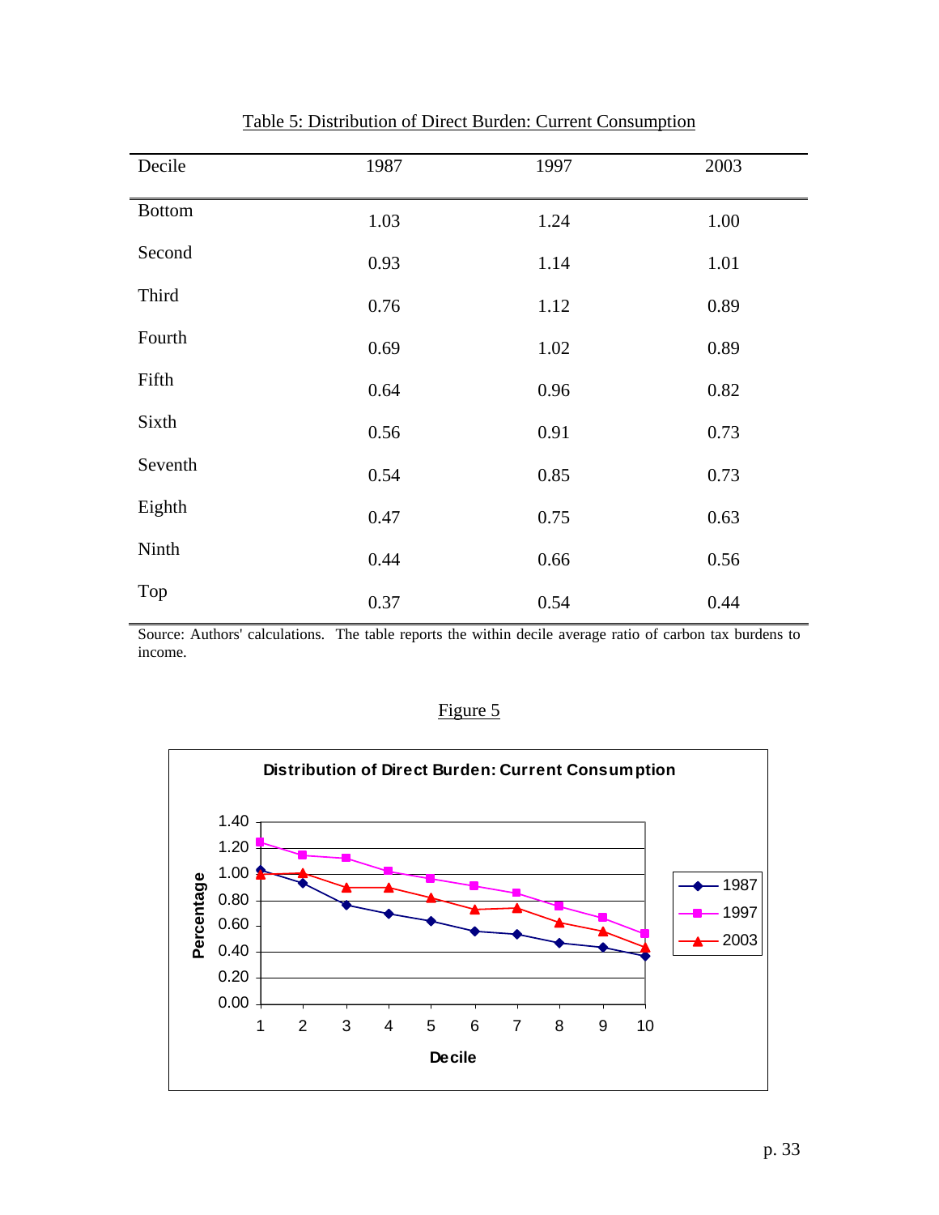Table 5: Distribution of Direct Burden: Current Consumption

| Decile | 1987 | 1997 | 2003 |
|---|---|---|---|
| Bottom | 1.03 | 1.24 | 1.00 |
| Second | 0.93 | 1.14 | 1.01 |
| Third | 0.76 | 1.12 | 0.89 |
| Fourth | 0.69 | 1.02 | 0.89 |
| Fifth | 0.64 | 0.96 | 0.82 |
| Sixth | 0.56 | 0.91 | 0.73 |
| Seventh | 0.54 | 0.85 | 0.73 |
| Eighth | 0.47 | 0.75 | 0.63 |
| Ninth | 0.44 | 0.66 | 0.56 |
| Top | 0.37 | 0.54 | 0.44 |

Source: Authors' calculations. The table reports the within decile average ratio of carbon tax burdens to income.

Figure 5

Distribution of Direct Burden: Current Consumption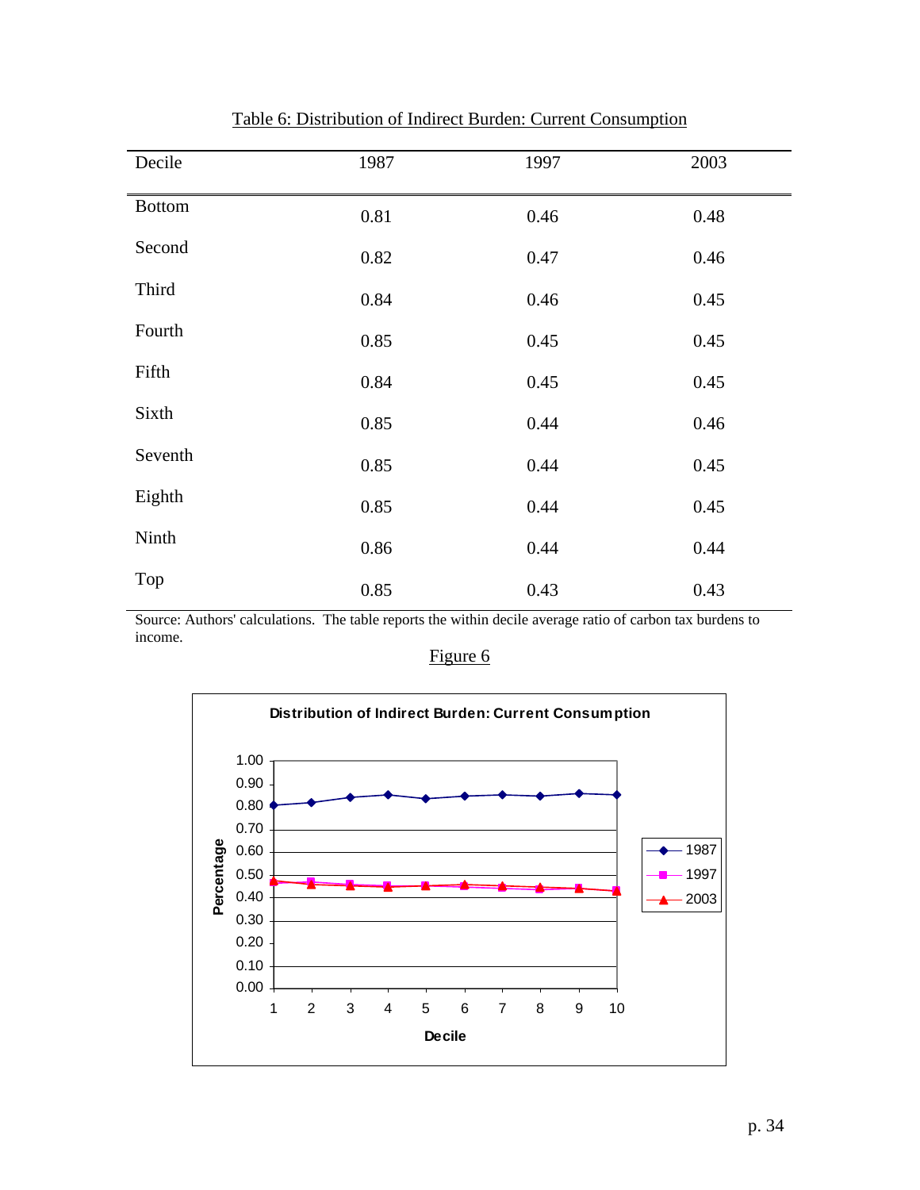Table 6: Distribution of Indirect Burden: Current Consumption

| Decile | 1987 | 1997 | 2003 |
|---|---|---|---|
| Bottom | 0.81 | 0.46 | 0.48 |
| Second | 0.82 | 0.47 | 0.46 |
| Third | 0.84 | 0.46 | 0.45 |
| Fourth | 0.85 | 0.45 | 0.45 |
| Fifth | 0.84 | 0.45 | 0.45 |
| Sixth | 0.85 | 0.44 | 0.46 |
| Seventh | 0.85 | 0.44 | 0.45 |
| Eighth | 0.85 | 0.44 | 0.45 |
| Ninth | 0.86 | 0.44 | 0.44 |
| Top | 0.85 | 0.43 | 0.43 |

Source: Authors' calculations. The table reports the within decile average ratio of carbon tax burdens to income.

Figure 6

Distribution of Indirect Burden: Current Consumption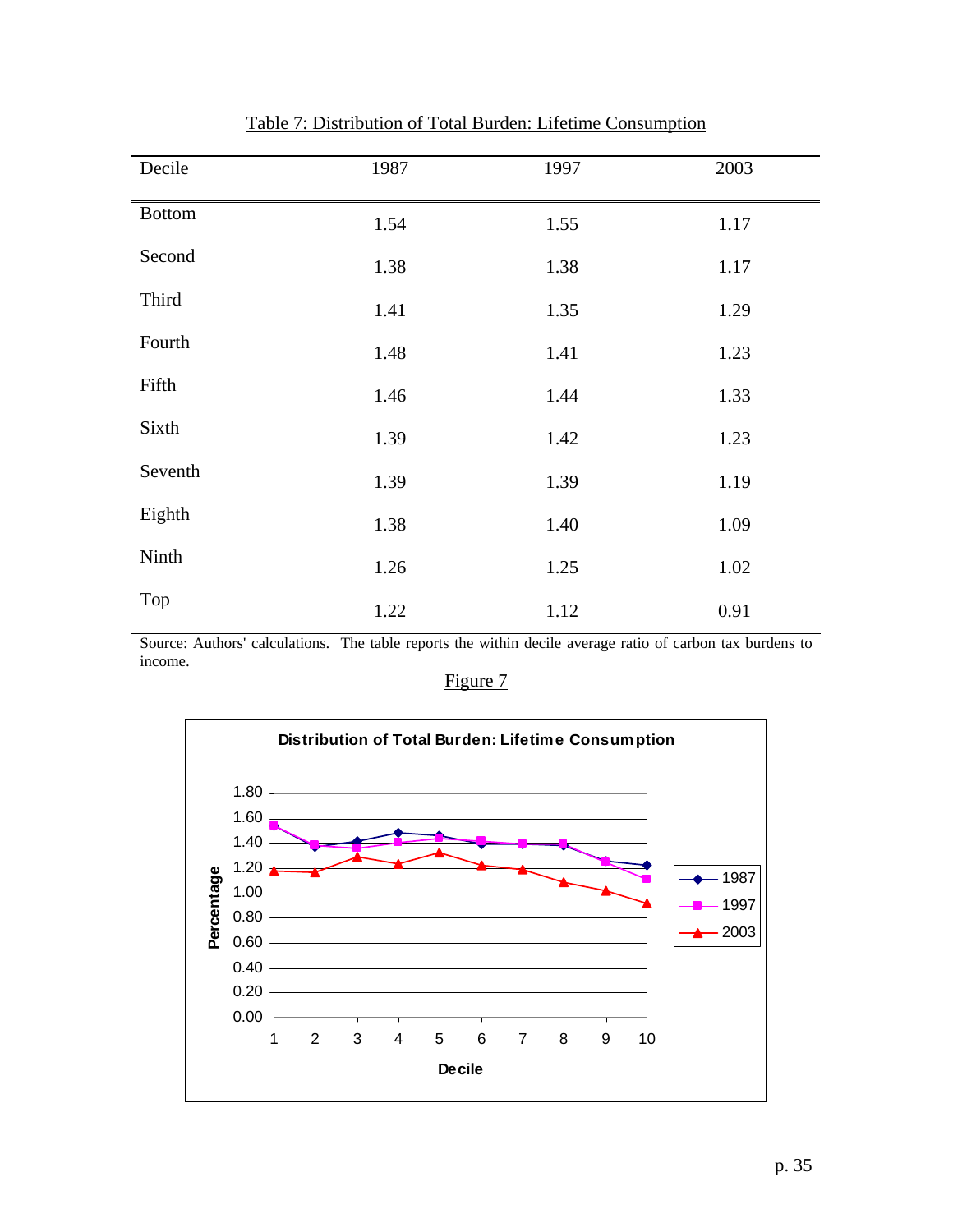Table 7: Distribution of Total Burden: Lifetime Consumption

| Decile | 1987 | 1997 | 2003 |
|---|---|---|---|
| Bottom | 1.54 | 1.55 | 1.17 |
| Second | 1.38 | 1.38 | 1.17 |
| Third | 1.41 | 1.35 | 1.29 |
| Fourth | 1.48 | 1.41 | 1.23 |
| Fifth | 1.46 | 1.44 | 1.33 |
| Sixth | 1.39 | 1.42 | 1.23 |
| Seventh | 1.39 | 1.39 | 1.19 |
| Eighth | 1.38 | 1.40 | 1.09 |
| Ninth | 1.26 | 1.25 | 1.02 |
| Top | 1.22 | 1.12 | 0.91 |

Source: Authors' calculations. The table reports the within decile average ratio of carbon tax burdens to income.

Figure 7

**Distribution of Total Burden: Lifetime Consumption**

| Decile | 1987 | 1997 | 2003 |
|---|---|---|---|
| 1 | 1.54 | 1.55 | 1.17 |
| 2 | 1.38 | 1.38 | 1.17 |
| 3 | 1.41 | 1.35 | 1.29 |
| 4 | 1.48 | 1.41 | 1.23 |
| 5 | 1.46 | 1.44 | 1.33 |
| 6 | 1.39 | 1.42 | 1.23 |
| 7 | 1.39 | 1.39 | 1.19 |
| 8 | 1.38 | 1.40 | 1.09 |
| 9 | 1.26 | 1.25 | 1.02 |
| 10 | 1.22 | 1.12 | 0.91 |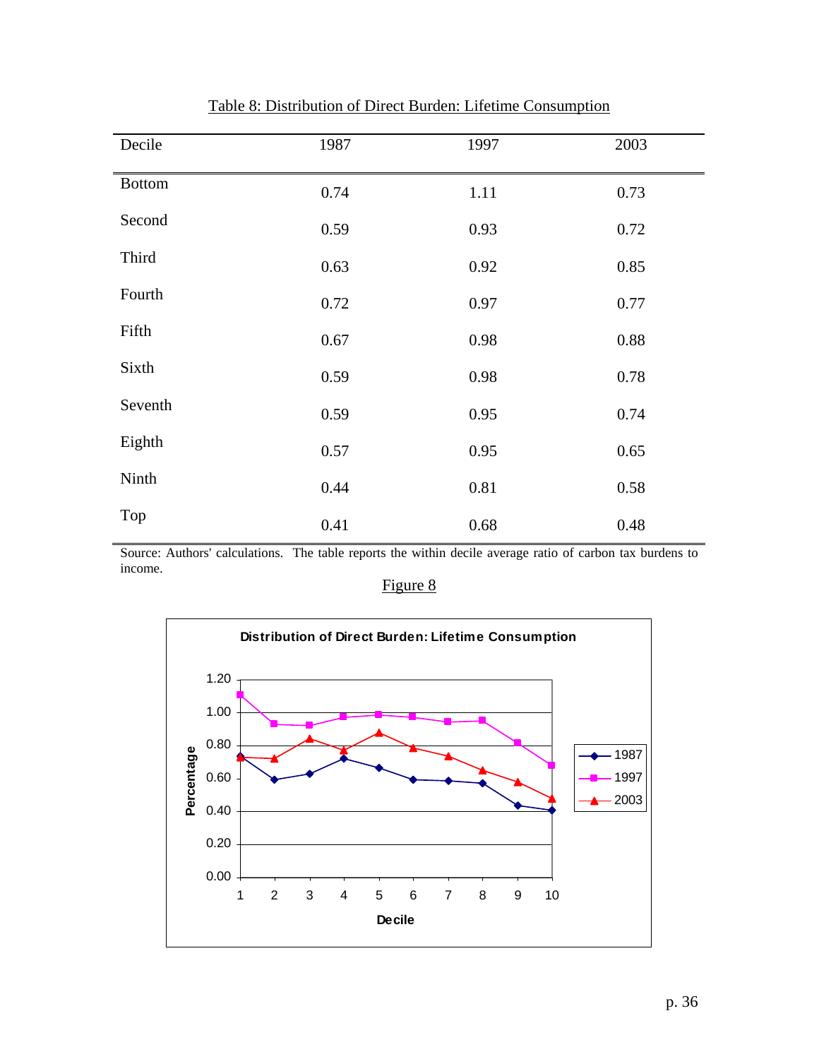Table 8: Distribution of Direct Burden: Lifetime Consumption

| Decile | 1987 | 1997 | 2003 |
|---|---|---|---|
| Bottom | 0.74 | 1.11 | 0.73 |
| Second | 0.59 | 0.93 | 0.72 |
| Third | 0.63 | 0.92 | 0.85 |
| Fourth | 0.72 | 0.97 | 0.77 |
| Fifth | 0.67 | 0.98 | 0.88 |
| Sixth | 0.59 | 0.98 | 0.78 |
| Seventh | 0.59 | 0.95 | 0.74 |
| Eighth | 0.57 | 0.95 | 0.65 |
| Ninth | 0.44 | 0.81 | 0.58 |
| Top | 0.41 | 0.68 | 0.48 |

Source: Authors' calculations. The table reports the within decile average ratio of carbon tax burdens to income.

Figure 8

Distribution of Direct Burden: Lifetime Consumption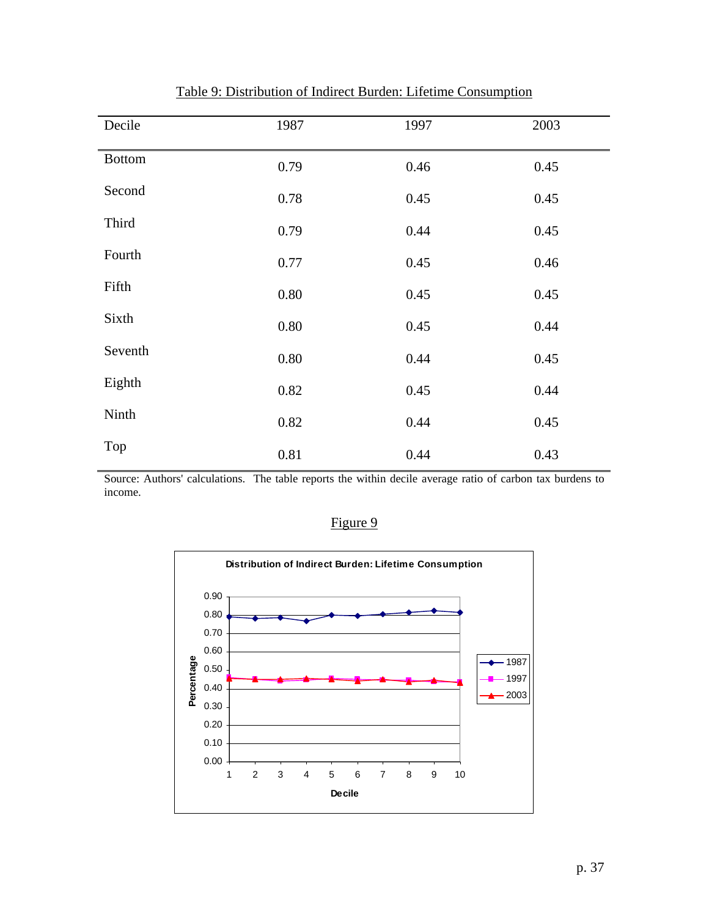Table 9: Distribution of Indirect Burden: Lifetime Consumption

| Decile | 1987 | 1997 | 2003 |
|---|---|---|---|
| Bottom | 0.79 | 0.46 | 0.45 |
| Second | 0.78 | 0.45 | 0.45 |
| Third | 0.79 | 0.44 | 0.45 |
| Fourth | 0.77 | 0.45 | 0.46 |
| Fifth | 0.80 | 0.45 | 0.45 |
| Sixth | 0.80 | 0.45 | 0.44 |
| Seventh | 0.80 | 0.44 | 0.45 |
| Eighth | 0.82 | 0.45 | 0.44 |
| Ninth | 0.82 | 0.44 | 0.45 |
| Top | 0.81 | 0.44 | 0.43 |

Source: Authors' calculations. The table reports the within decile average ratio of carbon tax burdens to income.

Figure 9

Distribution of Indirect Burden: Lifetime Consumption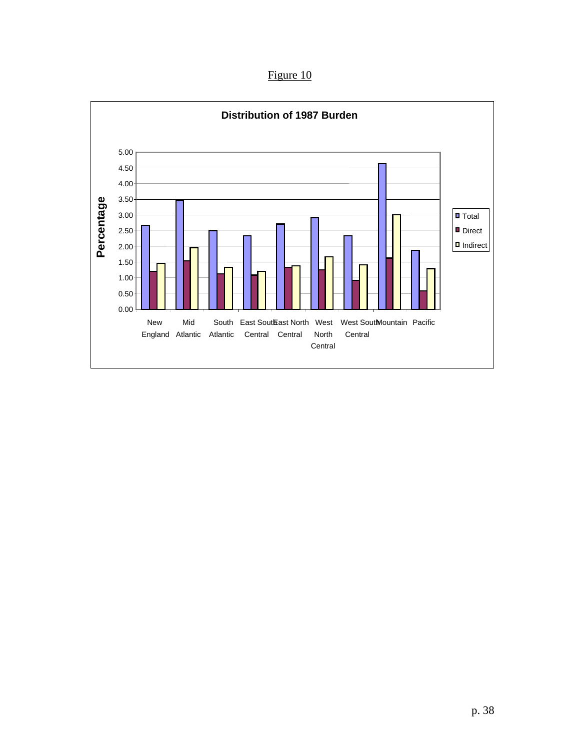Figure 10

**Distribution of 1987 Burden**

| | Total | Direct | Indirect |
|---|---|---|---|
| New England | 2.67 | 1.20 | 1.46 |
| Mid Atlantic | 3.47 | 1.54 | 1.97 |
| South Atlantic | 2.50 | 1.12 | 1.33 |
| East South Central | 2.34 | 1.09 | 1.20 |
| East North Central | 2.71 | 1.33 | 1.38 |
| West North Central | 2.92 | 1.25 | 1.67 |
| West South Central | 2.34 | 0.92 | 1.41 |
| Mountain | 4.63 | 1.63 | 3.01 |
| Pacific | 1.87 | 0.58 | 1.29 |

Percentage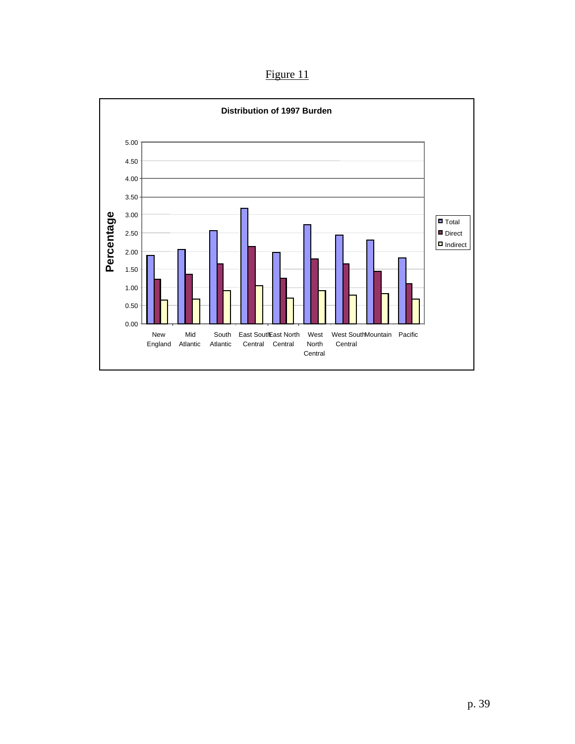Figure 11

**Distribution of 1997 Burden**

| Region | Total | Direct | Indirect |
|---|---|---|---|
| New England | | | |
| Mid Atlantic | | | |
| South Atlantic | | | |
| East South Central | | | |
| East North Central | | | |
| West North Central | | | |
| West South Central | | | |
| Mountain | | | |
| Pacific | | | |

Y-axis: Percentage (0.00–5.00)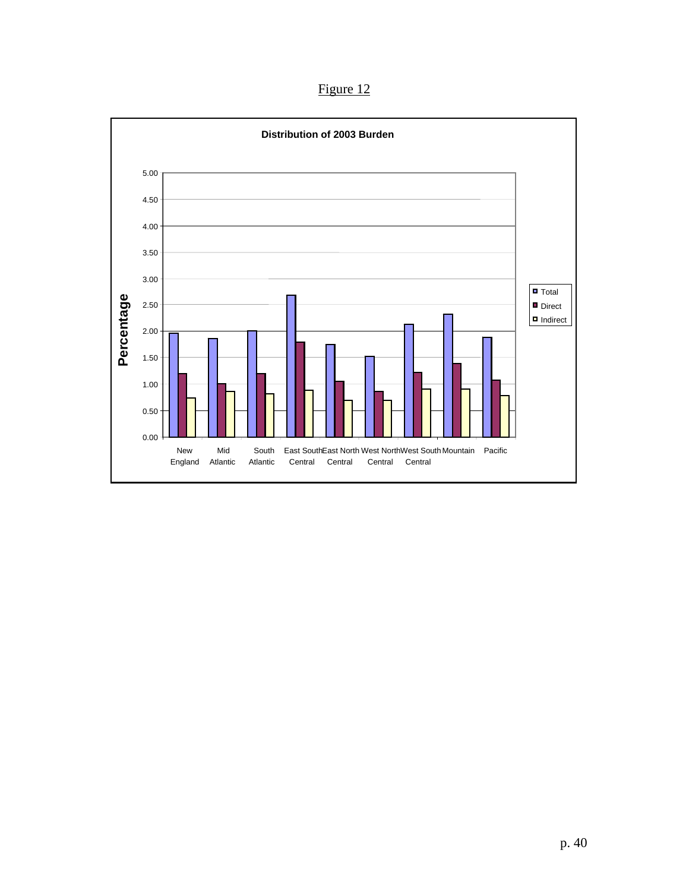Figure 12

Distribution of 2003 Burden

Percentage

5.00
4.50
4.00
3.50
3.00
2.50
2.00
1.50
1.00
0.50
0.00

New England
Mid Atlantic
South Atlantic
East South Central
East North Central
West North Central
West South Central
Mountain
Pacific

Total
Direct
Indirect